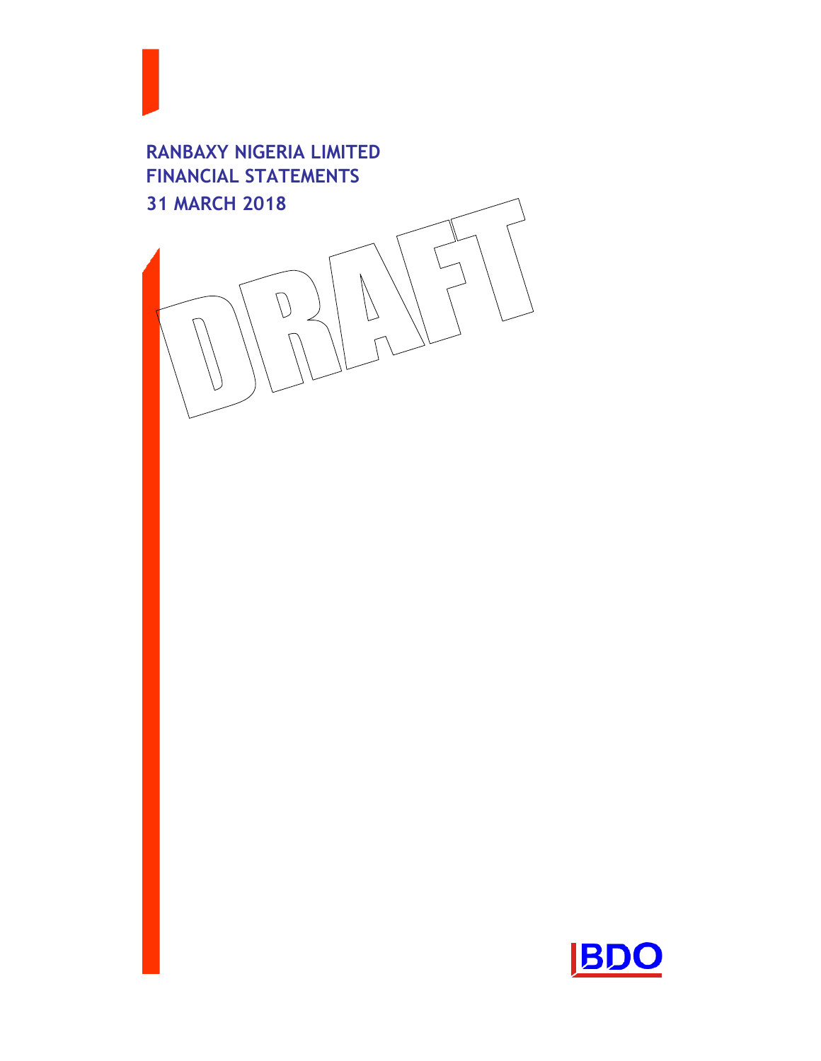# RANBAXY NIGERIA LIMITED
# FINANCIAL STATEMENTS
# 31 MARCH 2018

DRAFT

BDO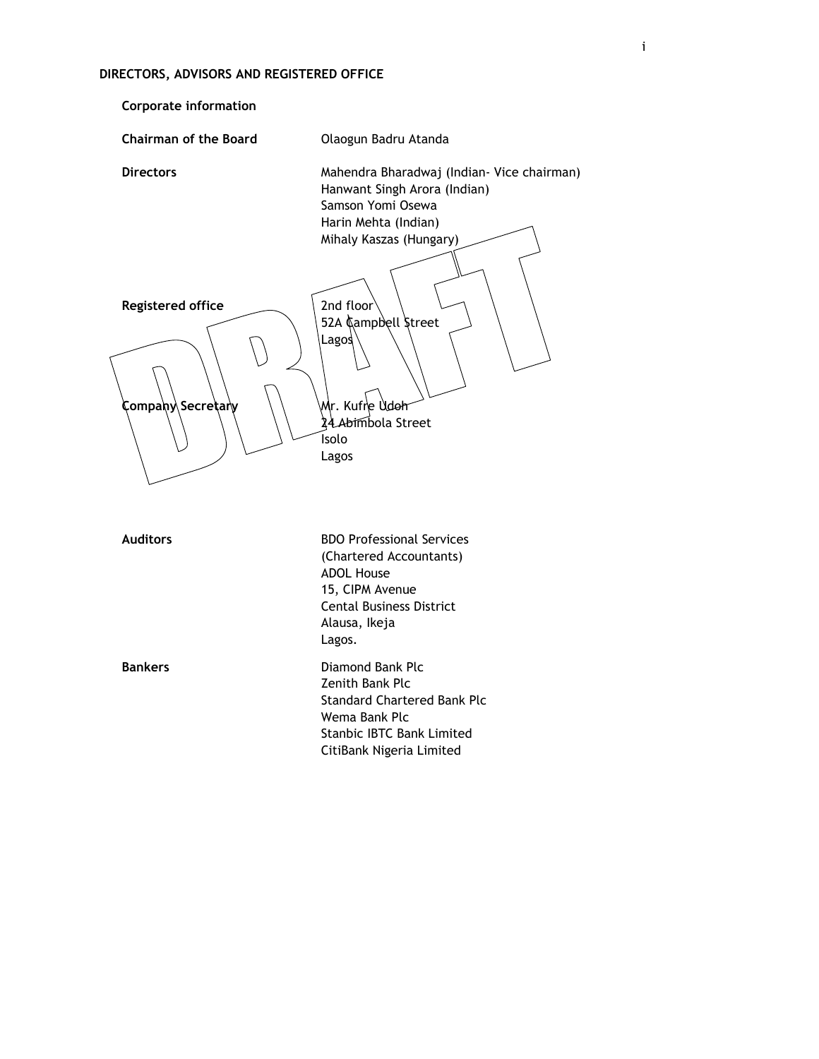## DIRECTORS, ADVISORS AND REGISTERED OFFICE

### Corporate information

| | |
|---|---|
| **Chairman of the Board** | Olaogun Badru Atanda |
| **Directors** | Mahendra Bharadwaj (Indian- Vice chairman)<br>Hanwant Singh Arora (Indian)<br>Samson Yomi Osewa<br>Harin Mehta (Indian)<br>Mihaly Kaszas (Hungary) |
| **Registered office** | 2nd floor<br>52A Campbell Street<br>Lagos |
| **Company Secretary** | Mr. Kufre Udoh<br>24 Abimbola Street<br>Isolo<br>Lagos |
| **Auditors** | BDO Professional Services<br>(Chartered Accountants)<br>ADOL House<br>15, CIPM Avenue<br>Cental Business District<br>Alausa, Ikeja<br>Lagos. |
| **Bankers** | Diamond Bank Plc<br>Zenith Bank Plc<br>Standard Chartered Bank Plc<br>Wema Bank Plc<br>Stanbic IBTC Bank Limited<br>CitiBank Nigeria Limited |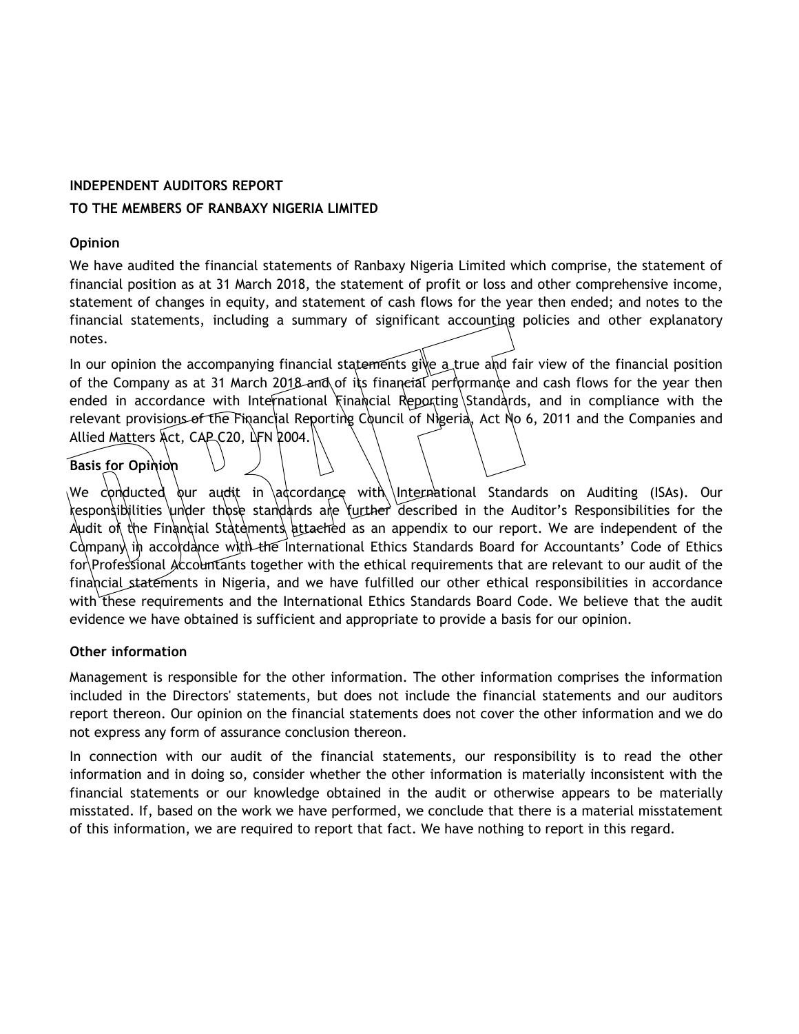**INDEPENDENT AUDITORS REPORT**

**TO THE MEMBERS OF RANBAXY NIGERIA LIMITED**

**Opinion**

We have audited the financial statements of Ranbaxy Nigeria Limited which comprise, the statement of financial position as at 31 March 2018, the statement of profit or loss and other comprehensive income, statement of changes in equity, and statement of cash flows for the year then ended; and notes to the financial statements, including a summary of significant accounting policies and other explanatory notes.

In our opinion the accompanying financial statements give a true and fair view of the financial position of the Company as at 31 March 2018 and of its financial performance and cash flows for the year then ended in accordance with International Financial Reporting Standards, and in compliance with the relevant provisions of the Financial Reporting Council of Nigeria, Act No 6, 2011 and the Companies and Allied Matters Act, CAP C20, LFN 2004.

**Basis for Opinion**

We conducted our audit in accordance with International Standards on Auditing (ISAs). Our responsibilities under those standards are further described in the Auditor's Responsibilities for the Audit of the Financial Statements attached as an appendix to our report. We are independent of the Company in accordance with the International Ethics Standards Board for Accountants' Code of Ethics for Professional Accountants together with the ethical requirements that are relevant to our audit of the financial statements in Nigeria, and we have fulfilled our other ethical responsibilities in accordance with these requirements and the International Ethics Standards Board Code. We believe that the audit evidence we have obtained is sufficient and appropriate to provide a basis for our opinion.

**Other information**

Management is responsible for the other information. The other information comprises the information included in the Directors' statements, but does not include the financial statements and our auditors report thereon. Our opinion on the financial statements does not cover the other information and we do not express any form of assurance conclusion thereon.

In connection with our audit of the financial statements, our responsibility is to read the other information and in doing so, consider whether the other information is materially inconsistent with the financial statements or our knowledge obtained in the audit or otherwise appears to be materially misstated. If, based on the work we have performed, we conclude that there is a material misstatement of this information, we are required to report that fact. We have nothing to report in this regard.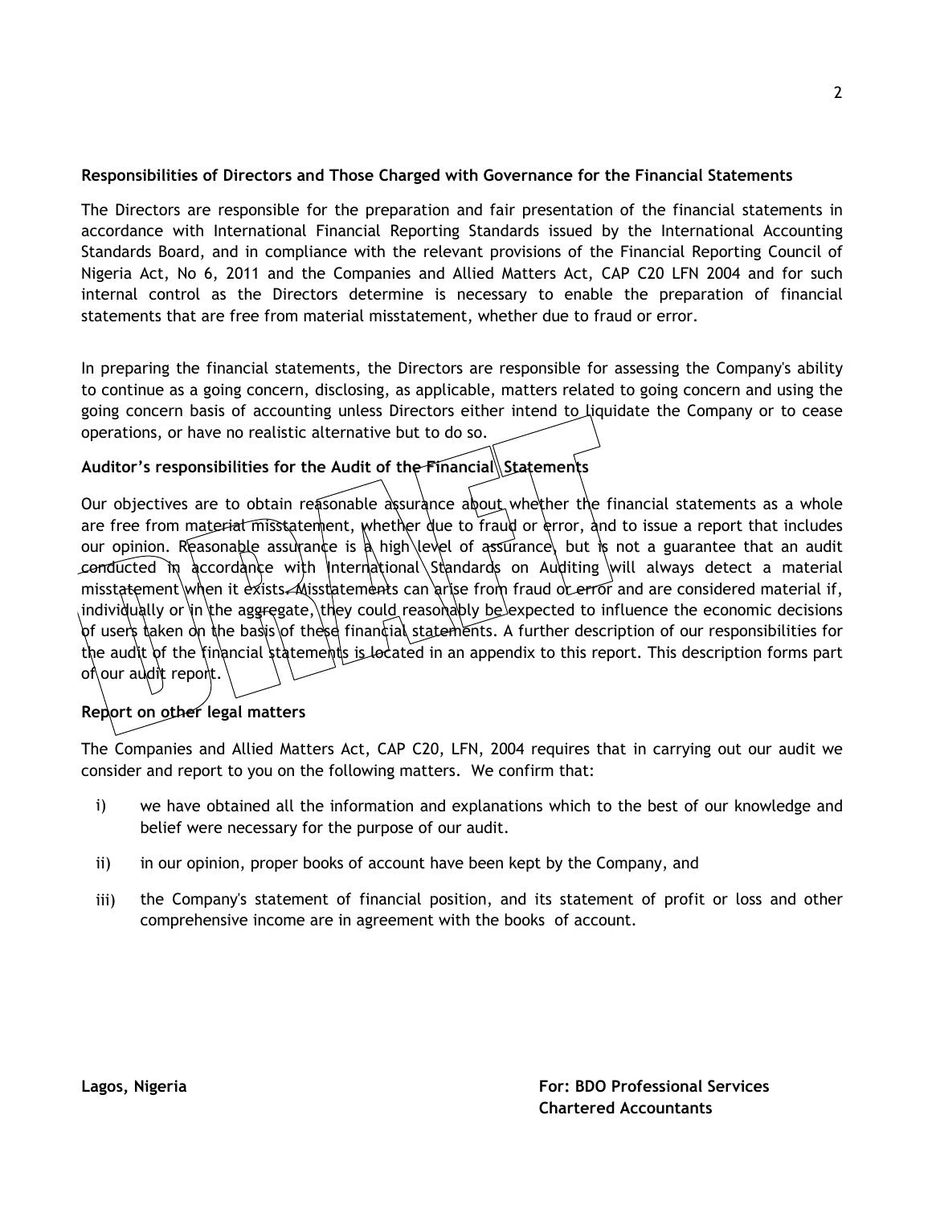**Responsibilities of Directors and Those Charged with Governance for the Financial Statements**

The Directors are responsible for the preparation and fair presentation of the financial statements in accordance with International Financial Reporting Standards issued by the International Accounting Standards Board, and in compliance with the relevant provisions of the Financial Reporting Council of Nigeria Act, No 6, 2011 and the Companies and Allied Matters Act, CAP C20 LFN 2004 and for such internal control as the Directors determine is necessary to enable the preparation of financial statements that are free from material misstatement, whether due to fraud or error.

In preparing the financial statements, the Directors are responsible for assessing the Company's ability to continue as a going concern, disclosing, as applicable, matters related to going concern and using the going concern basis of accounting unless Directors either intend to liquidate the Company or to cease operations, or have no realistic alternative but to do so.

**Auditor's responsibilities for the Audit of the Financial Statements**

Our objectives are to obtain reasonable assurance about whether the financial statements as a whole are free from material misstatement, whether due to fraud or error, and to issue a report that includes our opinion. Reasonable assurance is a high level of assurance, but is not a guarantee that an audit conducted in accordance with International Standards on Auditing will always detect a material misstatement when it exists. Misstatements can arise from fraud or error and are considered material if, individually or in the aggregate, they could reasonably be expected to influence the economic decisions of users taken on the basis of these financial statements. A further description of our responsibilities for the audit of the financial statements is located in an appendix to this report. This description forms part of our audit report.

**Report on other legal matters**

The Companies and Allied Matters Act, CAP C20, LFN, 2004 requires that in carrying out our audit we consider and report to you on the following matters. We confirm that:

i) we have obtained all the information and explanations which to the best of our knowledge and belief were necessary for the purpose of our audit.

ii) in our opinion, proper books of account have been kept by the Company, and

iii) the Company's statement of financial position, and its statement of profit or loss and other comprehensive income are in agreement with the books of account.

**Lagos, Nigeria**

**For: BDO Professional Services**
**Chartered Accountants**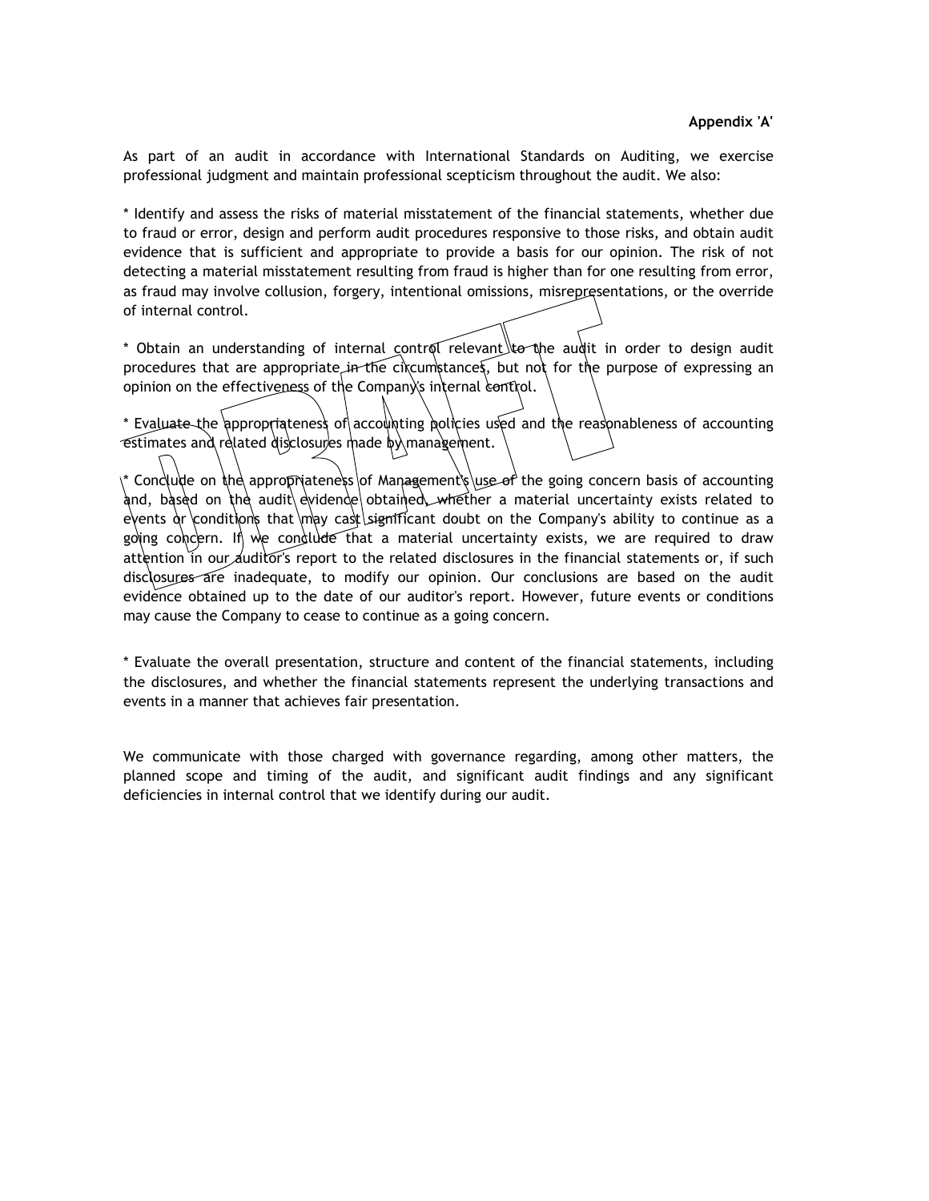**Appendix 'A'**

As part of an audit in accordance with International Standards on Auditing, we exercise professional judgment and maintain professional scepticism throughout the audit. We also:

* Identify and assess the risks of material misstatement of the financial statements, whether due to fraud or error, design and perform audit procedures responsive to those risks, and obtain audit evidence that is sufficient and appropriate to provide a basis for our opinion. The risk of not detecting a material misstatement resulting from fraud is higher than for one resulting from error, as fraud may involve collusion, forgery, intentional omissions, misrepresentations, or the override of internal control.

* Obtain an understanding of internal control relevant to the audit in order to design audit procedures that are appropriate in the circumstances, but not for the purpose of expressing an opinion on the effectiveness of the Company's internal control.

* Evaluate the appropriateness of accounting policies used and the reasonableness of accounting estimates and related disclosures made by management.

* Conclude on the appropriateness of Management's use of the going concern basis of accounting and, based on the audit evidence obtained, whether a material uncertainty exists related to events or conditions that may cast significant doubt on the Company's ability to continue as a going concern. If we conclude that a material uncertainty exists, we are required to draw attention in our auditor's report to the related disclosures in the financial statements or, if such disclosures are inadequate, to modify our opinion. Our conclusions are based on the audit evidence obtained up to the date of our auditor's report. However, future events or conditions may cause the Company to cease to continue as a going concern.

* Evaluate the overall presentation, structure and content of the financial statements, including the disclosures, and whether the financial statements represent the underlying transactions and events in a manner that achieves fair presentation.

We communicate with those charged with governance regarding, among other matters, the planned scope and timing of the audit, and significant audit findings and any significant deficiencies in internal control that we identify during our audit.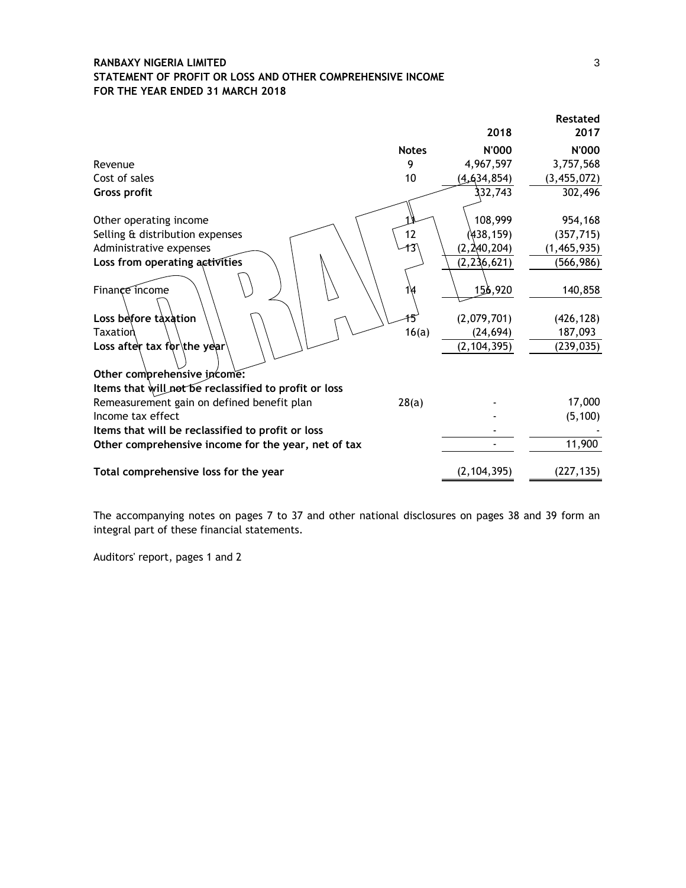**RANBAXY NIGERIA LIMITED**
**STATEMENT OF PROFIT OR LOSS AND OTHER COMPREHENSIVE INCOME**
**FOR THE YEAR ENDED 31 MARCH 2018**

| | Notes | 2018 | Restated 2017 |
|---|---|---|---|
| | | N'000 | N'000 |
| Revenue | 9 | 4,967,597 | 3,757,568 |
| Cost of sales | 10 | (4,634,854) | (3,455,072) |
| **Gross profit** | | 332,743 | 302,496 |
| Other operating income | 11 | 108,999 | 954,168 |
| Selling & distribution expenses | 12 | (438,159) | (357,715) |
| Administrative expenses | 13 | (2,240,204) | (1,465,935) |
| **Loss from operating activities** | | (2,236,621) | (566,986) |
| Finance income | 14 | 156,920 | 140,858 |
| **Loss before taxation** | 15 | (2,079,701) | (426,128) |
| Taxation | 16(a) | (24,694) | 187,093 |
| **Loss after tax for the year** | | (2,104,395) | (239,035) |
| **Other comprehensive income:** | | | |
| **Items that will not be reclassified to profit or loss** | | | |
| Remeasurement gain on defined benefit plan | 28(a) | - | 17,000 |
| Income tax effect | | - | (5,100) |
| **Items that will be reclassified to profit or loss** | | - | - |
| **Other comprehensive income for the year, net of tax** | | - | 11,900 |
| **Total comprehensive loss for the year** | | (2,104,395) | (227,135) |

The accompanying notes on pages 7 to 37 and other national disclosures on pages 38 and 39 form an integral part of these financial statements.

Auditors' report, pages 1 and 2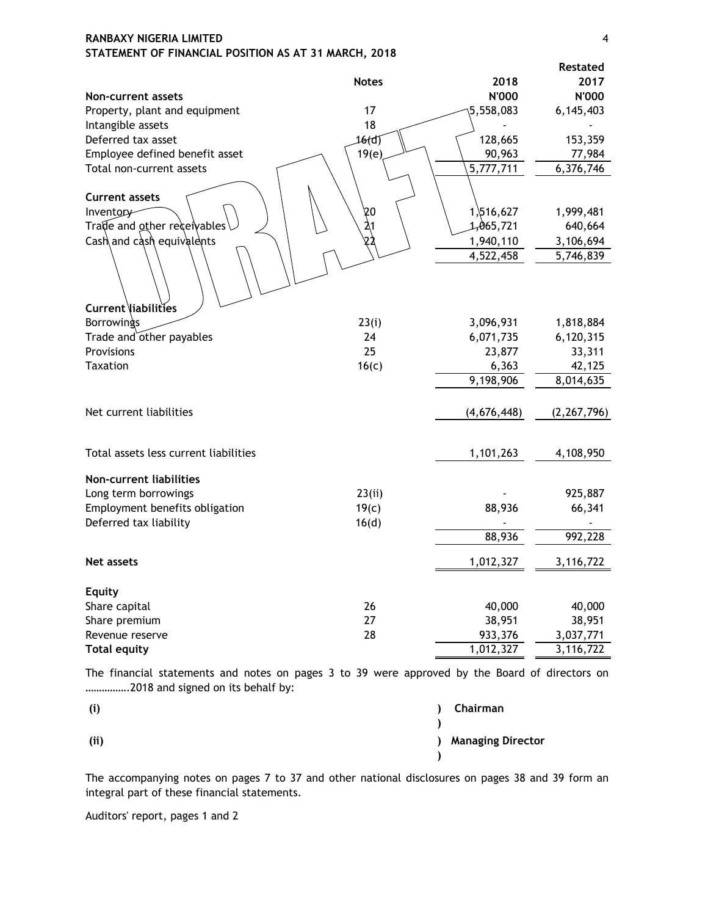**RANBAXY NIGERIA LIMITED**
**STATEMENT OF FINANCIAL POSITION AS AT 31 MARCH, 2018**

| | Notes | 2018 | Restated 2017 |
|---|---|---|---|
| **Non-current assets** | | **N'000** | **N'000** |
| Property, plant and equipment | 17 | 5,558,083 | 6,145,403 |
| Intangible assets | 18 | - | - |
| Deferred tax asset | 16(d) | 128,665 | 153,359 |
| Employee defined benefit asset | 19(e) | 90,963 | 77,984 |
| Total non-current assets | | 5,777,711 | 6,376,746 |
| | | | |
| **Current assets** | | | |
| Inventory | 20 | 1,516,627 | 1,999,481 |
| Trade and other receivables | 21 | 1,065,721 | 640,664 |
| Cash and cash equivalents | 22 | 1,940,110 | 3,106,694 |
| | | 4,522,458 | 5,746,839 |
| | | | |
| **Current liabilities** | | | |
| Borrowings | 23(i) | 3,096,931 | 1,818,884 |
| Trade and other payables | 24 | 6,071,735 | 6,120,315 |
| Provisions | 25 | 23,877 | 33,311 |
| Taxation | 16(c) | 6,363 | 42,125 |
| | | 9,198,906 | 8,014,635 |
| | | | |
| Net current liabilities | | (4,676,448) | (2,267,796) |
| | | | |
| Total assets less current liabilities | | 1,101,263 | 4,108,950 |
| | | | |
| **Non-current liabilities** | | | |
| Long term borrowings | 23(ii) | - | 925,887 |
| Employment benefits obligation | 19(c) | 88,936 | 66,341 |
| Deferred tax liability | 16(d) | - | - |
| | | 88,936 | 992,228 |
| | | | |
| **Net assets** | | 1,012,327 | 3,116,722 |
| | | | |
| **Equity** | | | |
| Share capital | 26 | 40,000 | 40,000 |
| Share premium | 27 | 38,951 | 38,951 |
| Revenue reserve | 28 | 933,376 | 3,037,771 |
| **Total equity** | | 1,012,327 | 3,116,722 |

The financial statements and notes on pages 3 to 39 were approved by the Board of directors on …………….2018 and signed on its behalf by:

**(i)** ) **Chairman**
)
**(ii)** ) **Managing Director**
)

The accompanying notes on pages 7 to 37 and other national disclosures on pages 38 and 39 form an integral part of these financial statements.

Auditors' report, pages 1 and 2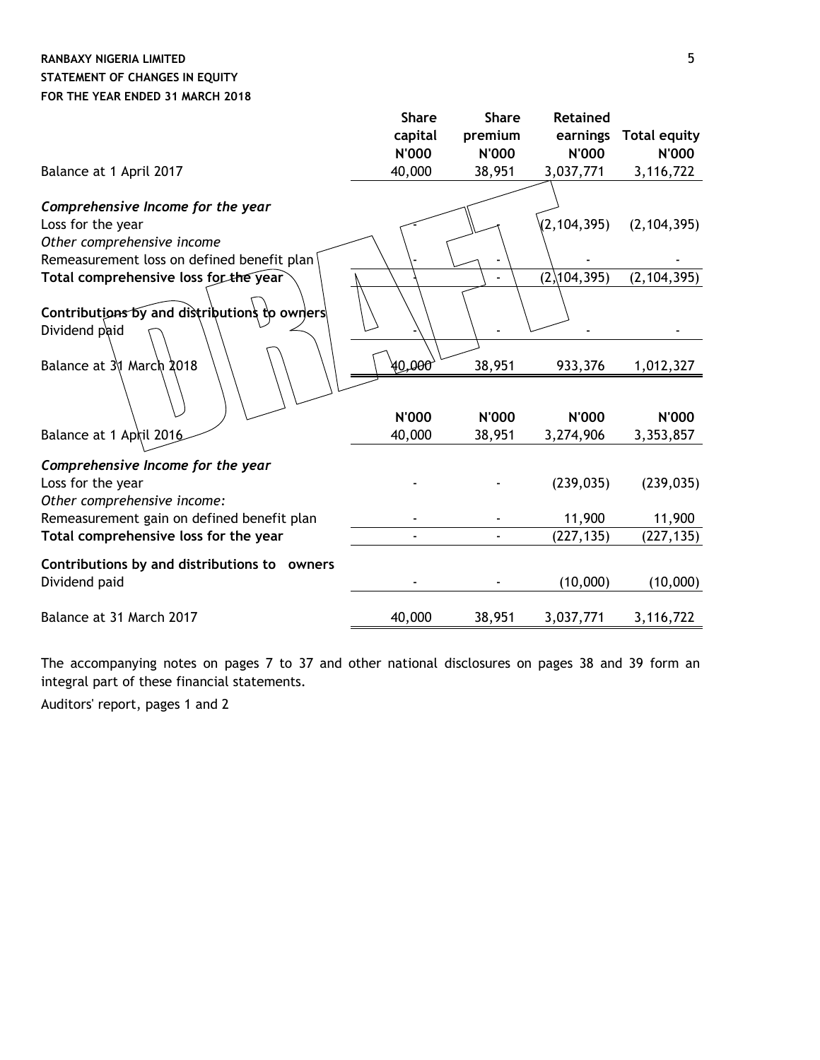**RANBAXY NIGERIA LIMITED**
**STATEMENT OF CHANGES IN EQUITY**
**FOR THE YEAR ENDED 31 MARCH 2018**

| | Share capital | Share premium | Retained earnings | Total equity |
|---|---|---|---|---|
| | N'000 | N'000 | N'000 | N'000 |
| Balance at 1 April 2017 | 40,000 | 38,951 | 3,037,771 | 3,116,722 |
| ***Comprehensive Income for the year*** | | | | |
| Loss for the year | - | - | (2,104,395) | (2,104,395) |
| *Other comprehensive income* | | | | |
| Remeasurement loss on defined benefit plan | - | - | - | - |
| **Total comprehensive loss for the year** | - | - | (2,104,395) | (2,104,395) |
| **Contributions by and distributions to owners** | | | | |
| Dividend paid | - | - | - | - |
| Balance at 31 March 2018 | 40,000 | 38,951 | 933,376 | 1,012,327 |
| | | | | |
| | **N'000** | **N'000** | **N'000** | **N'000** |
| Balance at 1 April 2016 | 40,000 | 38,951 | 3,274,906 | 3,353,857 |
| ***Comprehensive Income for the year*** | | | | |
| Loss for the year | - | - | (239,035) | (239,035) |
| *Other comprehensive income:* | | | | |
| Remeasurement gain on defined benefit plan | - | - | 11,900 | 11,900 |
| **Total comprehensive loss for the year** | - | - | (227,135) | (227,135) |
| **Contributions by and distributions to owners** | | | | |
| Dividend paid | - | - | (10,000) | (10,000) |
| Balance at 31 March 2017 | 40,000 | 38,951 | 3,037,771 | 3,116,722 |

The accompanying notes on pages 7 to 37 and other national disclosures on pages 38 and 39 form an integral part of these financial statements.

Auditors' report, pages 1 and 2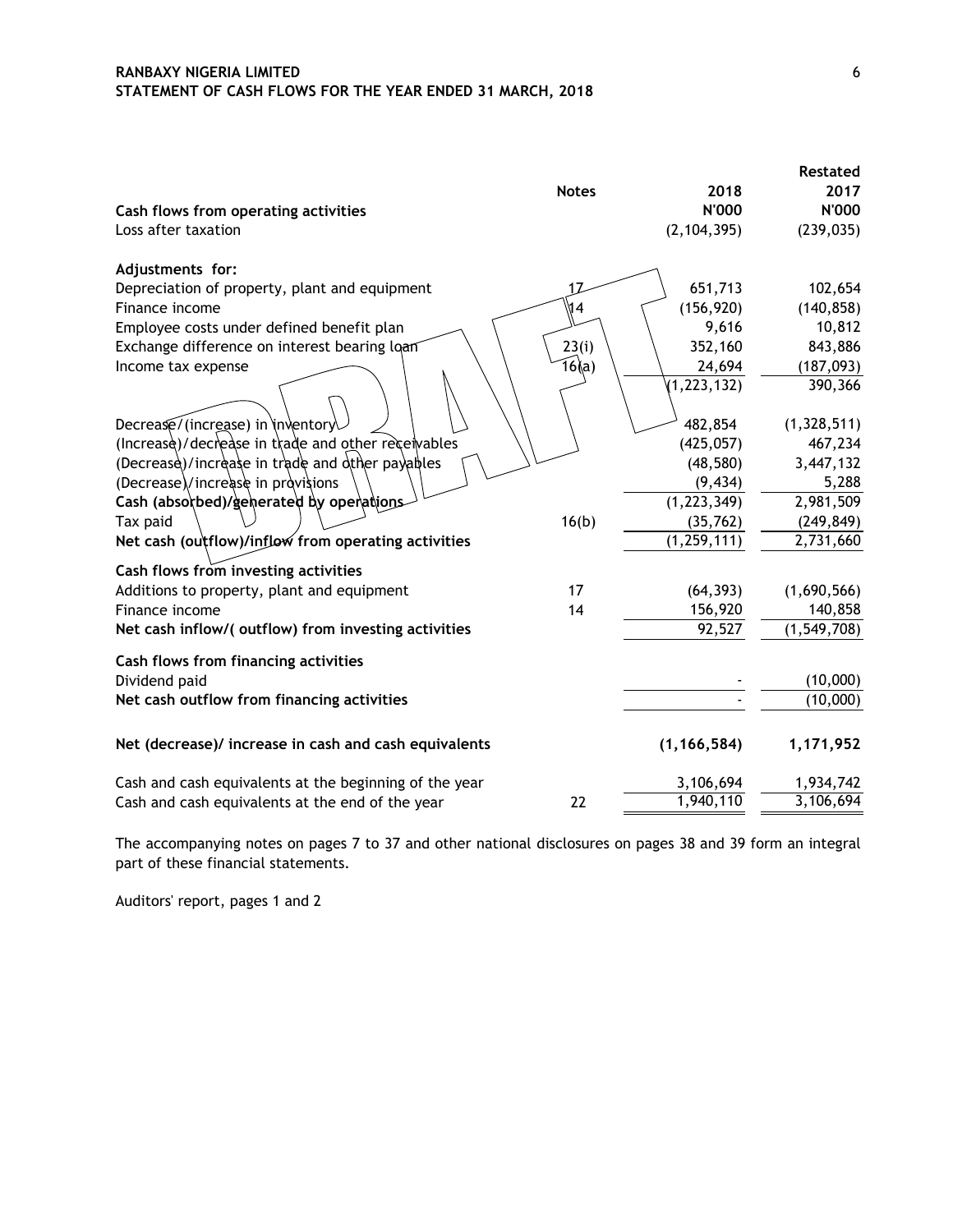**RANBAXY NIGERIA LIMITED**
**STATEMENT OF CASH FLOWS FOR THE YEAR ENDED 31 MARCH, 2018**

| | Notes | 2018 | Restated 2017 |
|---|---|---|---|
| **Cash flows from operating activities** | | **N'000** | **N'000** |
| Loss after taxation | | (2,104,395) | (239,035) |
| | | | |
| **Adjustments for:** | | | |
| Depreciation of property, plant and equipment | 17 | 651,713 | 102,654 |
| Finance income | 14 | (156,920) | (140,858) |
| Employee costs under defined benefit plan | | 9,616 | 10,812 |
| Exchange difference on interest bearing loan | 23(i) | 352,160 | 843,886 |
| Income tax expense | 16(a) | 24,694 | (187,093) |
| | | (1,223,132) | 390,366 |
| | | | |
| Decrease/(increase) in inventory | | 482,854 | (1,328,511) |
| (Increase)/decrease in trade and other receivables | | (425,057) | 467,234 |
| (Decrease)/increase in trade and other payables | | (48,580) | 3,447,132 |
| (Decrease)/increase in provisions | | (9,434) | 5,288 |
| **Cash (absorbed)/generated by operations** | | (1,223,349) | 2,981,509 |
| Tax paid | 16(b) | (35,762) | (249,849) |
| **Net cash (outflow)/inflow from operating activities** | | (1,259,111) | 2,731,660 |
| | | | |
| **Cash flows from investing activities** | | | |
| Additions to property, plant and equipment | 17 | (64,393) | (1,690,566) |
| Finance income | 14 | 156,920 | 140,858 |
| **Net cash inflow/( outflow) from investing activities** | | 92,527 | (1,549,708) |
| | | | |
| **Cash flows from financing activities** | | | |
| Dividend paid | | - | (10,000) |
| **Net cash outflow from financing activities** | | - | (10,000) |
| | | | |
| **Net (decrease)/ increase in cash and cash equivalents** | | **(1,166,584)** | **1,171,952** |
| | | | |
| Cash and cash equivalents at the beginning of the year | | 3,106,694 | 1,934,742 |
| Cash and cash equivalents at the end of the year | 22 | 1,940,110 | 3,106,694 |

The accompanying notes on pages 7 to 37 and other national disclosures on pages 38 and 39 form an integral part of these financial statements.

Auditors' report, pages 1 and 2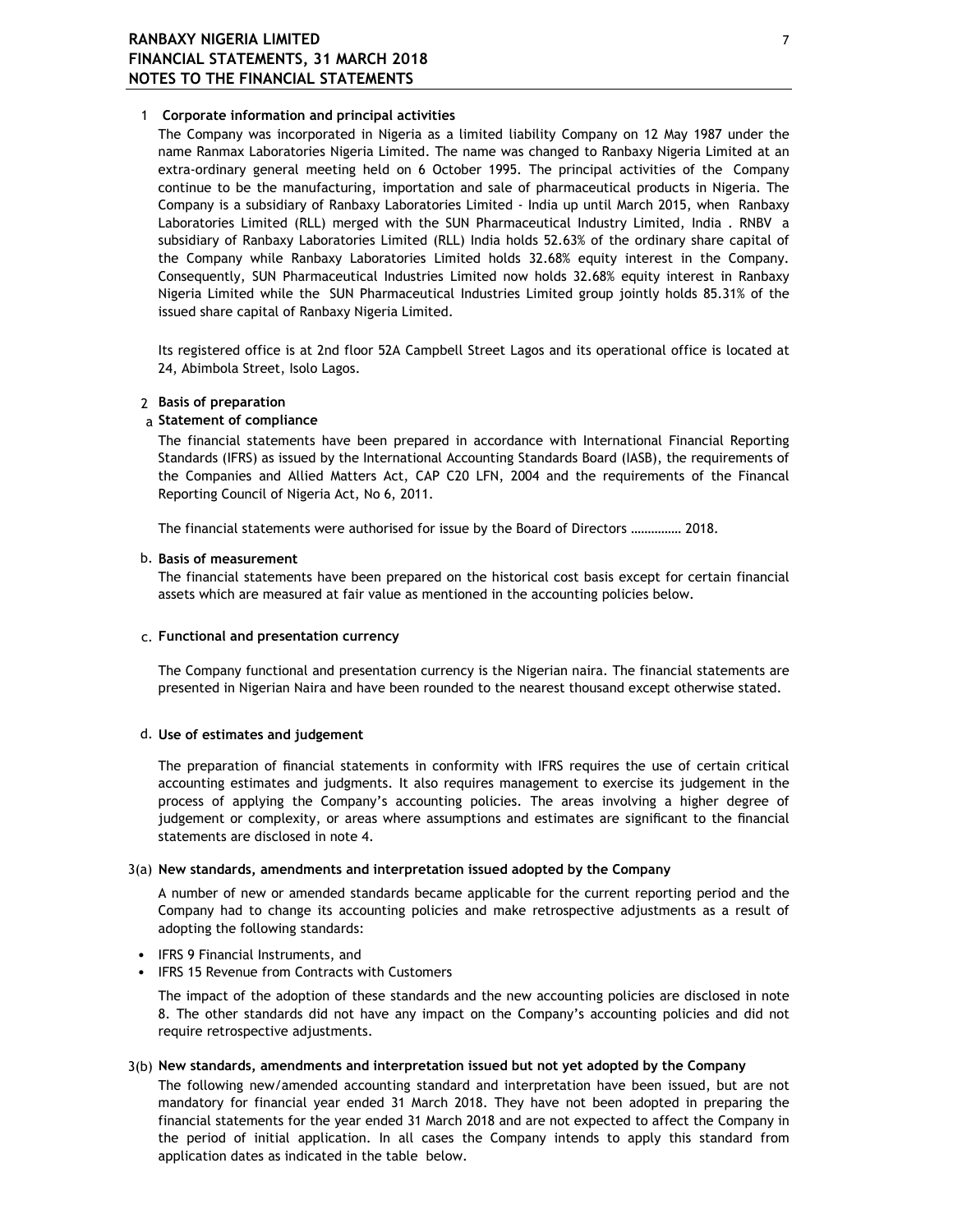## 1 Corporate information and principal activities

The Company was incorporated in Nigeria as a limited liability Company on 12 May 1987 under the name Ranmax Laboratories Nigeria Limited. The name was changed to Ranbaxy Nigeria Limited at an extra-ordinary general meeting held on 6 October 1995. The principal activities of the Company continue to be the manufacturing, importation and sale of pharmaceutical products in Nigeria. The Company is a subsidiary of Ranbaxy Laboratories Limited - India up until March 2015, when Ranbaxy Laboratories Limited (RLL) merged with the SUN Pharmaceutical Industry Limited, India . RNBV a subsidiary of Ranbaxy Laboratories Limited (RLL) India holds 52.63% of the ordinary share capital of the Company while Ranbaxy Laboratories Limited holds 32.68% equity interest in the Company. Consequently, SUN Pharmaceutical Industries Limited now holds 32.68% equity interest in Ranbaxy Nigeria Limited while the SUN Pharmaceutical Industries Limited group jointly holds 85.31% of the issued share capital of Ranbaxy Nigeria Limited.

Its registered office is at 2nd floor 52A Campbell Street Lagos and its operational office is located at 24, Abimbola Street, Isolo Lagos.

## 2 Basis of preparation

### a Statement of compliance

The financial statements have been prepared in accordance with International Financial Reporting Standards (IFRS) as issued by the International Accounting Standards Board (IASB), the requirements of the Companies and Allied Matters Act, CAP C20 LFN, 2004 and the requirements of the Financal Reporting Council of Nigeria Act, No 6, 2011.

The financial statements were authorised for issue by the Board of Directors …………… 2018.

### b. Basis of measurement

The financial statements have been prepared on the historical cost basis except for certain financial assets which are measured at fair value as mentioned in the accounting policies below.

### c. Functional and presentation currency

The Company functional and presentation currency is the Nigerian naira. The financial statements are presented in Nigerian Naira and have been rounded to the nearest thousand except otherwise stated.

### d. Use of estimates and judgement

The preparation of financial statements in conformity with IFRS requires the use of certain critical accounting estimates and judgments. It also requires management to exercise its judgement in the process of applying the Company's accounting policies. The areas involving a higher degree of judgement or complexity, or areas where assumptions and estimates are significant to the financial statements are disclosed in note 4.

## 3(a) New standards, amendments and interpretation issued adopted by the Company

A number of new or amended standards became applicable for the current reporting period and the Company had to change its accounting policies and make retrospective adjustments as a result of adopting the following standards:

- IFRS 9 Financial Instruments, and
- IFRS 15 Revenue from Contracts with Customers

The impact of the adoption of these standards and the new accounting policies are disclosed in note 8. The other standards did not have any impact on the Company's accounting policies and did not require retrospective adjustments.

## 3(b) New standards, amendments and interpretation issued but not yet adopted by the Company

The following new/amended accounting standard and interpretation have been issued, but are not mandatory for financial year ended 31 March 2018. They have not been adopted in preparing the financial statements for the year ended 31 March 2018 and are not expected to affect the Company in the period of initial application. In all cases the Company intends to apply this standard from application dates as indicated in the table below.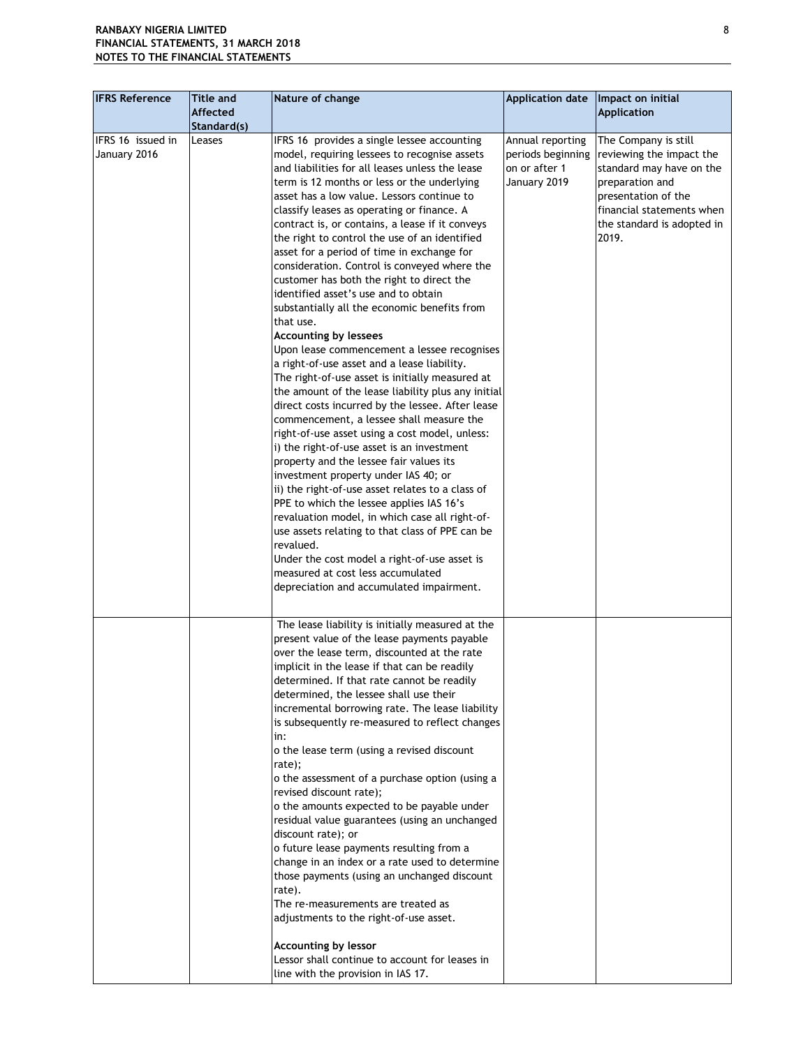| IFRS Reference | Title and Affected Standard(s) | Nature of change | Application date | Impact on initial Application |
|---|---|---|---|---|
| IFRS 16 issued in January 2016 | Leases | IFRS 16 provides a single lessee accounting model, requiring lessees to recognise assets and liabilities for all leases unless the lease term is 12 months or less or the underlying asset has a low value. Lessors continue to classify leases as operating or finance. A contract is, or contains, a lease if it conveys the right to control the use of an identified asset for a period of time in exchange for consideration. Control is conveyed where the customer has both the right to direct the identified asset's use and to obtain substantially all the economic benefits from that use.<br>**Accounting by lessees**<br>Upon lease commencement a lessee recognises a right-of-use asset and a lease liability. The right-of-use asset is initially measured at the amount of the lease liability plus any initial direct costs incurred by the lessee. After lease commencement, a lessee shall measure the right-of-use asset using a cost model, unless:<br>i) the right-of-use asset is an investment property and the lessee fair values its investment property under IAS 40; or<br>ii) the right-of-use asset relates to a class of PPE to which the lessee applies IAS 16's revaluation model, in which case all right-of-use assets relating to that class of PPE can be revalued.<br>Under the cost model a right-of-use asset is measured at cost less accumulated depreciation and accumulated impairment. | Annual reporting periods beginning on or after 1 January 2019 | The Company is still reviewing the impact the standard may have on the preparation and presentation of the financial statements when the standard is adopted in 2019. |
| | | The lease liability is initially measured at the present value of the lease payments payable over the lease term, discounted at the rate implicit in the lease if that can be readily determined. If that rate cannot be readily determined, the lessee shall use their incremental borrowing rate. The lease liability is subsequently re-measured to reflect changes in:<br>o the lease term (using a revised discount rate);<br>o the assessment of a purchase option (using a revised discount rate);<br>o the amounts expected to be payable under residual value guarantees (using an unchanged discount rate); or<br>o future lease payments resulting from a change in an index or a rate used to determine those payments (using an unchanged discount rate).<br>The re-measurements are treated as adjustments to the right-of-use asset.<br><br>**Accounting by lessor**<br>Lessor shall continue to account for leases in line with the provision in IAS 17. | | |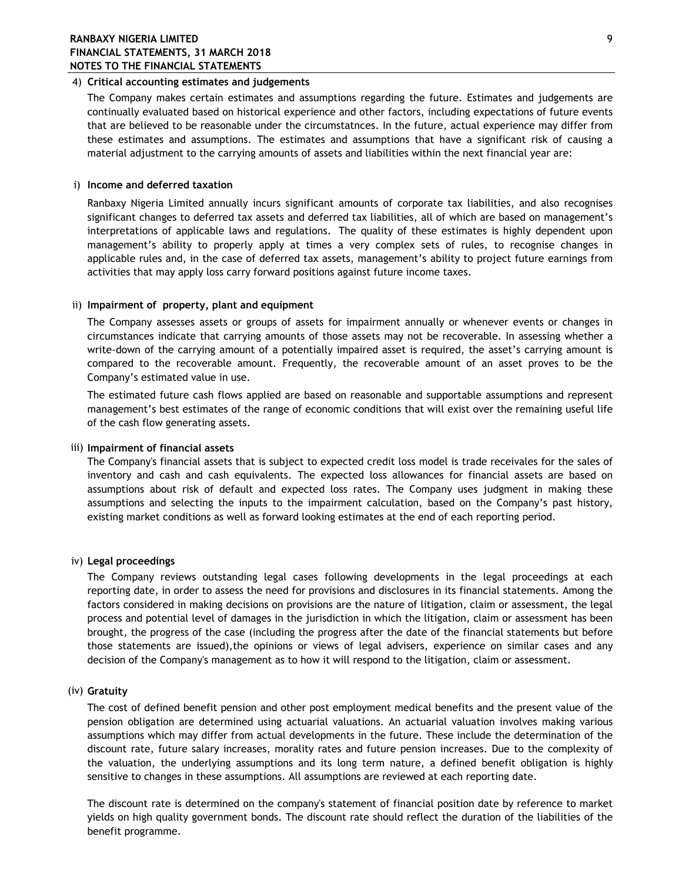## 4) Critical accounting estimates and judgements

The Company makes certain estimates and assumptions regarding the future. Estimates and judgements are continually evaluated based on historical experience and other factors, including expectations of future events that are believed to be reasonable under the circumstatnces. In the future, actual experience may differ from these estimates and assumptions. The estimates and assumptions that have a significant risk of causing a material adjustment to the carrying amounts of assets and liabilities within the next financial year are:

### i) Income and deferred taxation

Ranbaxy Nigeria Limited annually incurs significant amounts of corporate tax liabilities, and also recognises significant changes to deferred tax assets and deferred tax liabilities, all of which are based on management's interpretations of applicable laws and regulations. The quality of these estimates is highly dependent upon management's ability to properly apply at times a very complex sets of rules, to recognise changes in applicable rules and, in the case of deferred tax assets, management's ability to project future earnings from activities that may apply loss carry forward positions against future income taxes.

### ii) Impairment of property, plant and equipment

The Company assesses assets or groups of assets for impairment annually or whenever events or changes in circumstances indicate that carrying amounts of those assets may not be recoverable. In assessing whether a write-down of the carrying amount of a potentially impaired asset is required, the asset's carrying amount is compared to the recoverable amount. Frequently, the recoverable amount of an asset proves to be the Company's estimated value in use.

The estimated future cash flows applied are based on reasonable and supportable assumptions and represent management's best estimates of the range of economic conditions that will exist over the remaining useful life of the cash flow generating assets.

### iii) Impairment of financial assets

The Company's financial assets that is subject to expected credit loss model is trade receivales for the sales of inventory and cash and cash equivalents. The expected loss allowances for financial assets are based on assumptions about risk of default and expected loss rates. The Company uses judgment in making these assumptions and selecting the inputs to the impairment calculation, based on the Company's past history, existing market conditions as well as forward looking estimates at the end of each reporting period.

### iv) Legal proceedings

The Company reviews outstanding legal cases following developments in the legal proceedings at each reporting date, in order to assess the need for provisions and disclosures in its financial statements. Among the factors considered in making decisions on provisions are the nature of litigation, claim or assessment, the legal process and potential level of damages in the jurisdiction in which the litigation, claim or assessment has been brought, the progress of the case (including the progress after the date of the financial statements but before those statements are issued),the opinions or views of legal advisers, experience on similar cases and any decision of the Company's management as to how it will respond to the litigation, claim or assessment.

### (iv) Gratuity

The cost of defined benefit pension and other post employment medical benefits and the present value of the pension obligation are determined using actuarial valuations. An actuarial valuation involves making various assumptions which may differ from actual developments in the future. These include the determination of the discount rate, future salary increases, morality rates and future pension increases. Due to the complexity of the valuation, the underlying assumptions and its long term nature, a defined benefit obligation is highly sensitive to changes in these assumptions. All assumptions are reviewed at each reporting date.

The discount rate is determined on the company's statement of financial position date by reference to market yields on high quality government bonds. The discount rate should reflect the duration of the liabilities of the benefit programme.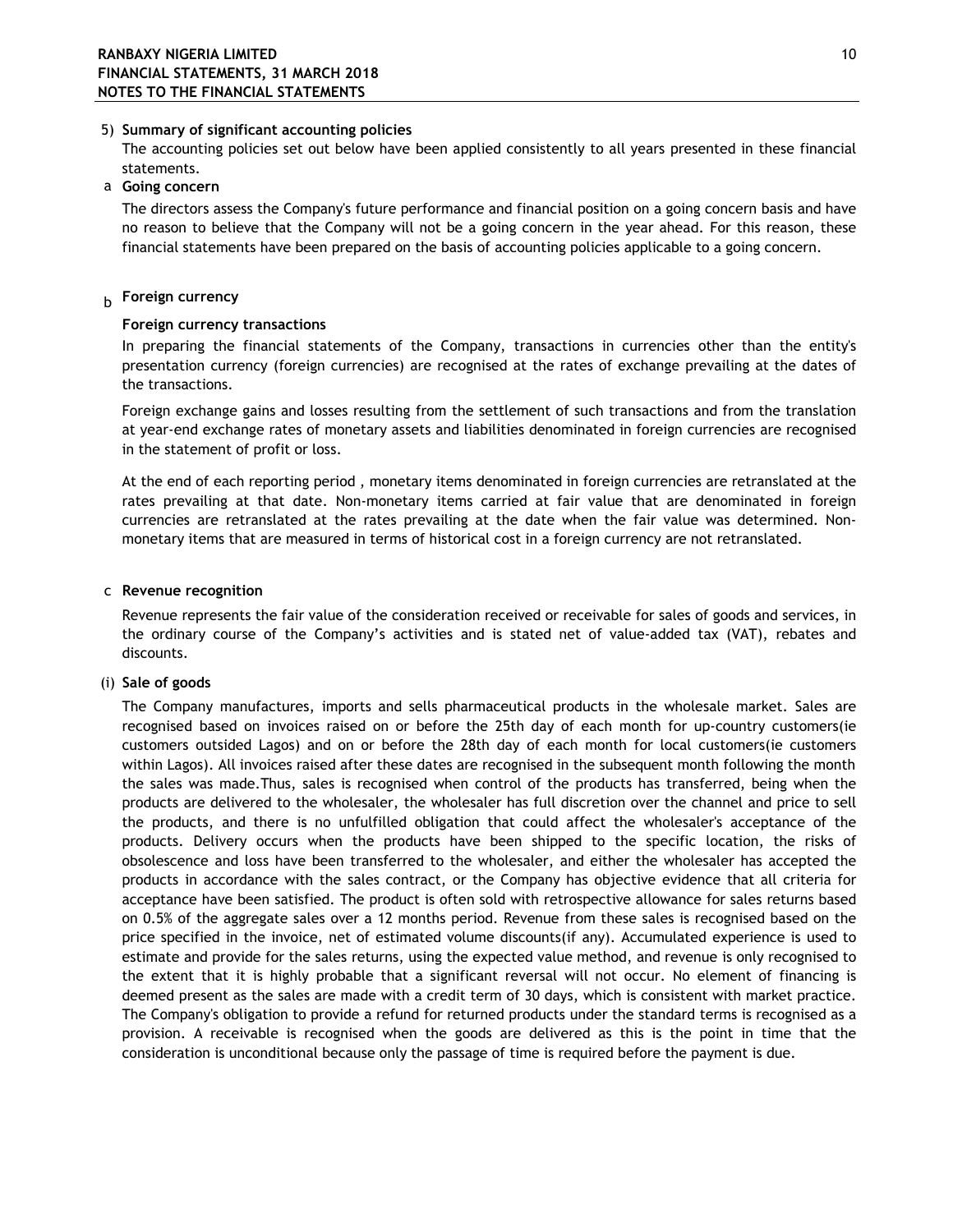## 5) Summary of significant accounting policies

The accounting policies set out below have been applied consistently to all years presented in these financial statements.

### a Going concern

The directors assess the Company's future performance and financial position on a going concern basis and have no reason to believe that the Company will not be a going concern in the year ahead. For this reason, these financial statements have been prepared on the basis of accounting policies applicable to a going concern.

### b Foreign currency

**Foreign currency transactions**

In preparing the financial statements of the Company, transactions in currencies other than the entity's presentation currency (foreign currencies) are recognised at the rates of exchange prevailing at the dates of the transactions.

Foreign exchange gains and losses resulting from the settlement of such transactions and from the translation at year-end exchange rates of monetary assets and liabilities denominated in foreign currencies are recognised in the statement of profit or loss.

At the end of each reporting period , monetary items denominated in foreign currencies are retranslated at the rates prevailing at that date. Non-monetary items carried at fair value that are denominated in foreign currencies are retranslated at the rates prevailing at the date when the fair value was determined. Non-monetary items that are measured in terms of historical cost in a foreign currency are not retranslated.

### c Revenue recognition

Revenue represents the fair value of the consideration received or receivable for sales of goods and services, in the ordinary course of the Company's activities and is stated net of value-added tax (VAT), rebates and discounts.

**(i) Sale of goods**

The Company manufactures, imports and sells pharmaceutical products in the wholesale market. Sales are recognised based on invoices raised on or before the 25th day of each month for up-country customers(ie customers outsided Lagos) and on or before the 28th day of each month for local customers(ie customers within Lagos). All invoices raised after these dates are recognised in the subsequent month following the month the sales was made.Thus, sales is recognised when control of the products has transferred, being when the products are delivered to the wholesaler, the wholesaler has full discretion over the channel and price to sell the products, and there is no unfulfilled obligation that could affect the wholesaler's acceptance of the products. Delivery occurs when the products have been shipped to the specific location, the risks of obsolescence and loss have been transferred to the wholesaler, and either the wholesaler has accepted the products in accordance with the sales contract, or the Company has objective evidence that all criteria for acceptance have been satisfied. The product is often sold with retrospective allowance for sales returns based on 0.5% of the aggregate sales over a 12 months period. Revenue from these sales is recognised based on the price specified in the invoice, net of estimated volume discounts(if any). Accumulated experience is used to estimate and provide for the sales returns, using the expected value method, and revenue is only recognised to the extent that it is highly probable that a significant reversal will not occur. No element of financing is deemed present as the sales are made with a credit term of 30 days, which is consistent with market practice. The Company's obligation to provide a refund for returned products under the standard terms is recognised as a provision. A receivable is recognised when the goods are delivered as this is the point in time that the consideration is unconditional because only the passage of time is required before the payment is due.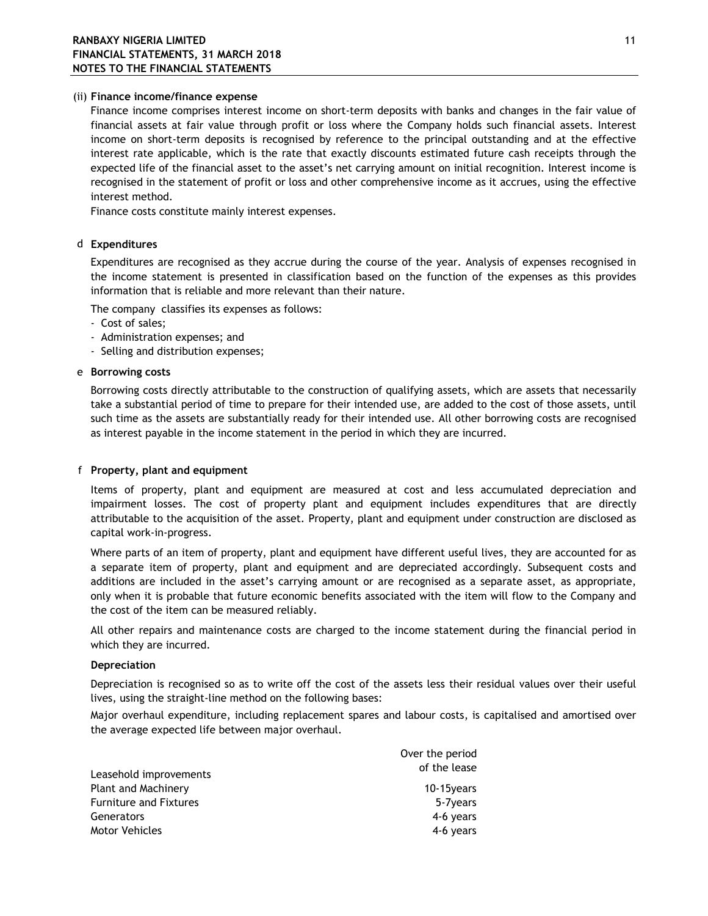(ii) **Finance income/finance expense**

Finance income comprises interest income on short-term deposits with banks and changes in the fair value of financial assets at fair value through profit or loss where the Company holds such financial assets. Interest income on short-term deposits is recognised by reference to the principal outstanding and at the effective interest rate applicable, which is the rate that exactly discounts estimated future cash receipts through the expected life of the financial asset to the asset's net carrying amount on initial recognition. Interest income is recognised in the statement of profit or loss and other comprehensive income as it accrues, using the effective interest method.

Finance costs constitute mainly interest expenses.

d **Expenditures**

Expenditures are recognised as they accrue during the course of the year. Analysis of expenses recognised in the income statement is presented in classification based on the function of the expenses as this provides information that is reliable and more relevant than their nature.

The company classifies its expenses as follows:

- Cost of sales;
- Administration expenses; and
- Selling and distribution expenses;

e **Borrowing costs**

Borrowing costs directly attributable to the construction of qualifying assets, which are assets that necessarily take a substantial period of time to prepare for their intended use, are added to the cost of those assets, until such time as the assets are substantially ready for their intended use. All other borrowing costs are recognised as interest payable in the income statement in the period in which they are incurred.

f **Property, plant and equipment**

Items of property, plant and equipment are measured at cost and less accumulated depreciation and impairment losses. The cost of property plant and equipment includes expenditures that are directly attributable to the acquisition of the asset. Property, plant and equipment under construction are disclosed as capital work-in-progress.

Where parts of an item of property, plant and equipment have different useful lives, they are accounted for as a separate item of property, plant and equipment and are depreciated accordingly. Subsequent costs and additions are included in the asset's carrying amount or are recognised as a separate asset, as appropriate, only when it is probable that future economic benefits associated with the item will flow to the Company and the cost of the item can be measured reliably.

All other repairs and maintenance costs are charged to the income statement during the financial period in which they are incurred.

**Depreciation**

Depreciation is recognised so as to write off the cost of the assets less their residual values over their useful lives, using the straight-line method on the following bases:

Major overhaul expenditure, including replacement spares and labour costs, is capitalised and amortised over the average expected life between major overhaul.

| | |
|---|---|
| Leasehold improvements | Over the period of the lease |
| Plant and Machinery | 10-15years |
| Furniture and Fixtures | 5-7years |
| Generators | 4-6 years |
| Motor Vehicles | 4-6 years |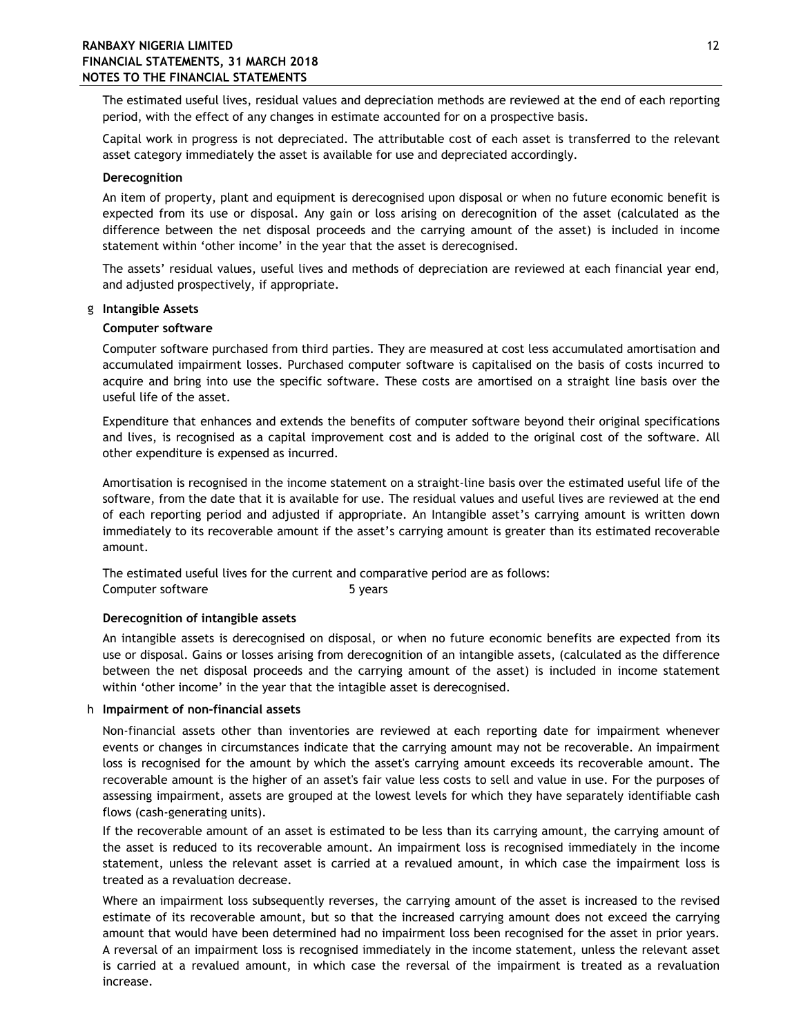The estimated useful lives, residual values and depreciation methods are reviewed at the end of each reporting period, with the effect of any changes in estimate accounted for on a prospective basis.

Capital work in progress is not depreciated. The attributable cost of each asset is transferred to the relevant asset category immediately the asset is available for use and depreciated accordingly.

**Derecognition**

An item of property, plant and equipment is derecognised upon disposal or when no future economic benefit is expected from its use or disposal. Any gain or loss arising on derecognition of the asset (calculated as the difference between the net disposal proceeds and the carrying amount of the asset) is included in income statement within 'other income' in the year that the asset is derecognised.

The assets' residual values, useful lives and methods of depreciation are reviewed at each financial year end, and adjusted prospectively, if appropriate.

## g Intangible Assets

**Computer software**

Computer software purchased from third parties. They are measured at cost less accumulated amortisation and accumulated impairment losses. Purchased computer software is capitalised on the basis of costs incurred to acquire and bring into use the specific software. These costs are amortised on a straight line basis over the useful life of the asset.

Expenditure that enhances and extends the benefits of computer software beyond their original specifications and lives, is recognised as a capital improvement cost and is added to the original cost of the software. All other expenditure is expensed as incurred.

Amortisation is recognised in the income statement on a straight-line basis over the estimated useful life of the software, from the date that it is available for use. The residual values and useful lives are reviewed at the end of each reporting period and adjusted if appropriate. An Intangible asset's carrying amount is written down immediately to its recoverable amount if the asset's carrying amount is greater than its estimated recoverable amount.

The estimated useful lives for the current and comparative period are as follows:

| | |
|---|---|
| Computer software | 5 years |

**Derecognition of intangible assets**

An intangible assets is derecognised on disposal, or when no future economic benefits are expected from its use or disposal. Gains or losses arising from derecognition of an intangible assets, (calculated as the difference between the net disposal proceeds and the carrying amount of the asset) is included in income statement within 'other income' in the year that the intagible asset is derecognised.

## h Impairment of non-financial assets

Non-financial assets other than inventories are reviewed at each reporting date for impairment whenever events or changes in circumstances indicate that the carrying amount may not be recoverable. An impairment loss is recognised for the amount by which the asset's carrying amount exceeds its recoverable amount. The recoverable amount is the higher of an asset's fair value less costs to sell and value in use. For the purposes of assessing impairment, assets are grouped at the lowest levels for which they have separately identifiable cash flows (cash-generating units).

If the recoverable amount of an asset is estimated to be less than its carrying amount, the carrying amount of the asset is reduced to its recoverable amount. An impairment loss is recognised immediately in the income statement, unless the relevant asset is carried at a revalued amount, in which case the impairment loss is treated as a revaluation decrease.

Where an impairment loss subsequently reverses, the carrying amount of the asset is increased to the revised estimate of its recoverable amount, but so that the increased carrying amount does not exceed the carrying amount that would have been determined had no impairment loss been recognised for the asset in prior years. A reversal of an impairment loss is recognised immediately in the income statement, unless the relevant asset is carried at a revalued amount, in which case the reversal of the impairment is treated as a revaluation increase.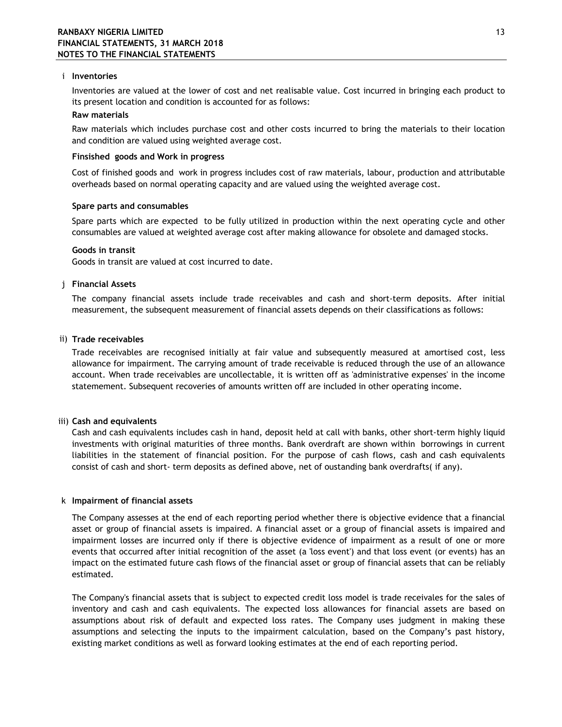### i Inventories

Inventories are valued at the lower of cost and net realisable value. Cost incurred in bringing each product to its present location and condition is accounted for as follows:

**Raw materials**

Raw materials which includes purchase cost and other costs incurred to bring the materials to their location and condition are valued using weighted average cost.

**Finsished goods and Work in progress**

Cost of finished goods and work in progress includes cost of raw materials, labour, production and attributable overheads based on normal operating capacity and are valued using the weighted average cost.

**Spare parts and consumables**

Spare parts which are expected to be fully utilized in production within the next operating cycle and other consumables are valued at weighted average cost after making allowance for obsolete and damaged stocks.

**Goods in transit**

Goods in transit are valued at cost incurred to date.

### j Financial Assets

The company financial assets include trade receivables and cash and short-term deposits. After initial measurement, the subsequent measurement of financial assets depends on their classifications as follows:

### ii) Trade receivables

Trade receivables are recognised initially at fair value and subsequently measured at amortised cost, less allowance for impairment. The carrying amount of trade receivable is reduced through the use of an allowance account. When trade receivables are uncollectable, it is written off as 'administrative expenses' in the income statemement. Subsequent recoveries of amounts written off are included in other operating income.

### iii) Cash and equivalents

Cash and cash equivalents includes cash in hand, deposit held at call with banks, other short-term highly liquid investments with original maturities of three months. Bank overdraft are shown within borrowings in current liabilities in the statement of financial position. For the purpose of cash flows, cash and cash equivalents consist of cash and short- term deposits as defined above, net of oustanding bank overdrafts( if any).

### k Impairment of financial assets

The Company assesses at the end of each reporting period whether there is objective evidence that a financial asset or group of financial assets is impaired. A financial asset or a group of financial assets is impaired and impairment losses are incurred only if there is objective evidence of impairment as a result of one or more events that occurred after initial recognition of the asset (a 'loss event') and that loss event (or events) has an impact on the estimated future cash flows of the financial asset or group of financial assets that can be reliably estimated.

The Company's financial assets that is subject to expected credit loss model is trade receivales for the sales of inventory and cash and cash equivalents. The expected loss allowances for financial assets are based on assumptions about risk of default and expected loss rates. The Company uses judgment in making these assumptions and selecting the inputs to the impairment calculation, based on the Company's past history, existing market conditions as well as forward looking estimates at the end of each reporting period.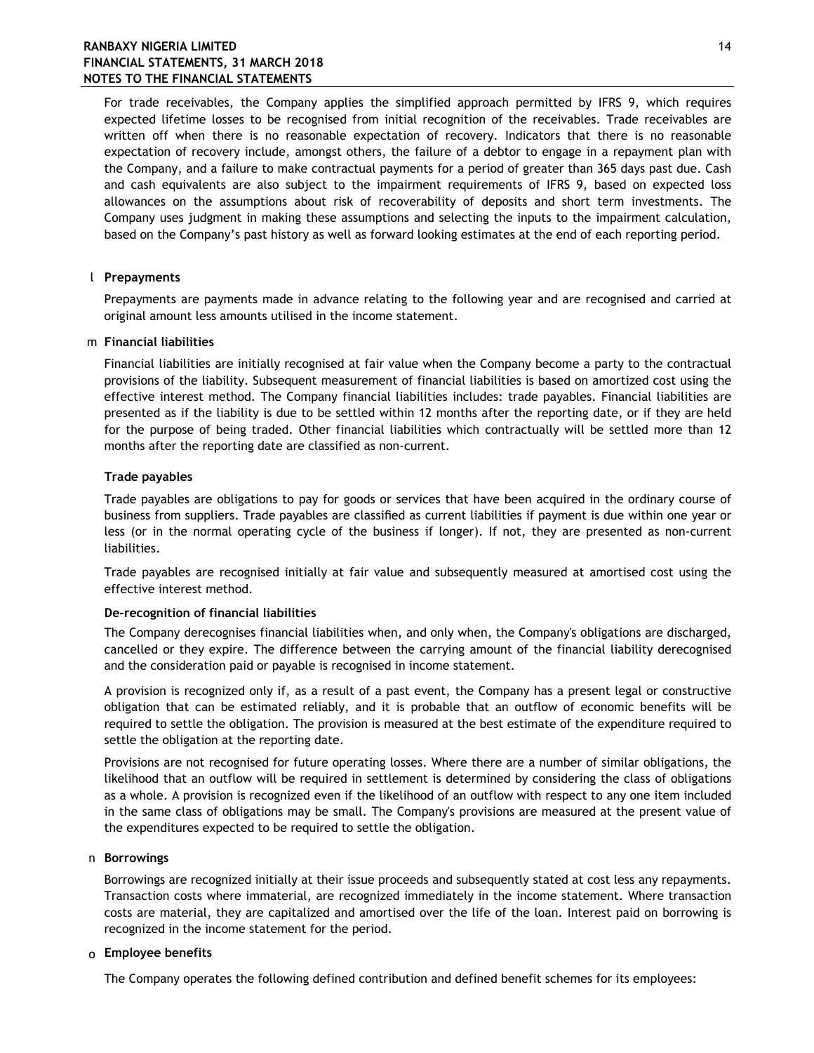For trade receivables, the Company applies the simplified approach permitted by IFRS 9, which requires expected lifetime losses to be recognised from initial recognition of the receivables. Trade receivables are written off when there is no reasonable expectation of recovery. Indicators that there is no reasonable expectation of recovery include, amongst others, the failure of a debtor to engage in a repayment plan with the Company, and a failure to make contractual payments for a period of greater than 365 days past due. Cash and cash equivalents are also subject to the impairment requirements of IFRS 9, based on expected loss allowances on the assumptions about risk of recoverability of deposits and short term investments. The Company uses judgment in making these assumptions and selecting the inputs to the impairment calculation, based on the Company's past history as well as forward looking estimates at the end of each reporting period.

## l Prepayments

Prepayments are payments made in advance relating to the following year and are recognised and carried at original amount less amounts utilised in the income statement.

## m Financial liabilities

Financial liabilities are initially recognised at fair value when the Company become a party to the contractual provisions of the liability. Subsequent measurement of financial liabilities is based on amortized cost using the effective interest method. The Company financial liabilities includes: trade payables. Financial liabilities are presented as if the liability is due to be settled within 12 months after the reporting date, or if they are held for the purpose of being traded. Other financial liabilities which contractually will be settled more than 12 months after the reporting date are classified as non-current.

### Trade payables

Trade payables are obligations to pay for goods or services that have been acquired in the ordinary course of business from suppliers. Trade payables are classified as current liabilities if payment is due within one year or less (or in the normal operating cycle of the business if longer). If not, they are presented as non-current liabilities.

Trade payables are recognised initially at fair value and subsequently measured at amortised cost using the effective interest method.

### De-recognition of financial liabilities

The Company derecognises financial liabilities when, and only when, the Company's obligations are discharged, cancelled or they expire. The difference between the carrying amount of the financial liability derecognised and the consideration paid or payable is recognised in income statement.

A provision is recognized only if, as a result of a past event, the Company has a present legal or constructive obligation that can be estimated reliably, and it is probable that an outflow of economic benefits will be required to settle the obligation. The provision is measured at the best estimate of the expenditure required to settle the obligation at the reporting date.

Provisions are not recognised for future operating losses. Where there are a number of similar obligations, the likelihood that an outflow will be required in settlement is determined by considering the class of obligations as a whole. A provision is recognized even if the likelihood of an outflow with respect to any one item included in the same class of obligations may be small. The Company's provisions are measured at the present value of the expenditures expected to be required to settle the obligation.

## n Borrowings

Borrowings are recognized initially at their issue proceeds and subsequently stated at cost less any repayments. Transaction costs where immaterial, are recognized immediately in the income statement. Where transaction costs are material, they are capitalized and amortised over the life of the loan. Interest paid on borrowing is recognized in the income statement for the period.

## o Employee benefits

The Company operates the following defined contribution and defined benefit schemes for its employees: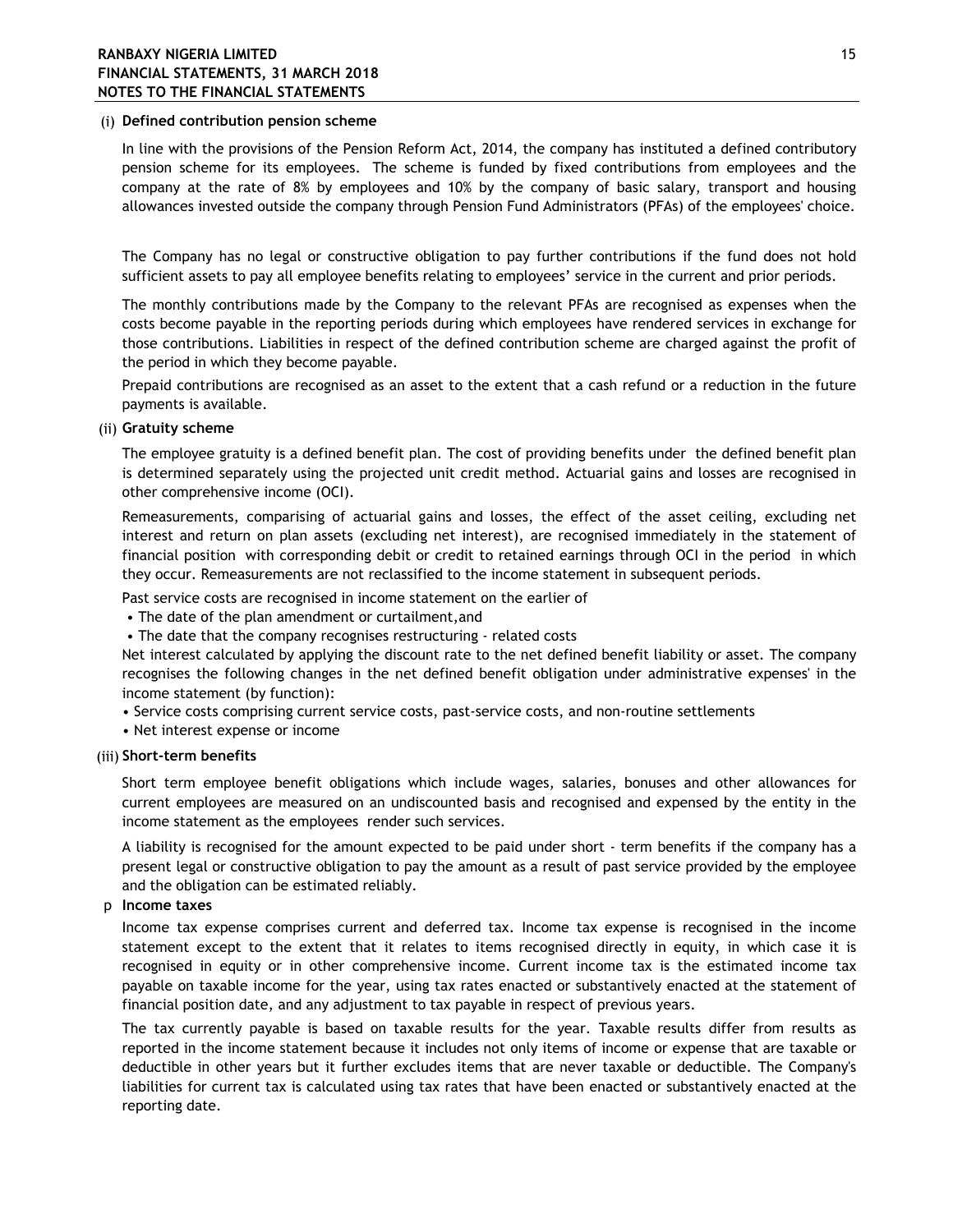#### (i) Defined contribution pension scheme

In line with the provisions of the Pension Reform Act, 2014, the company has instituted a defined contributory pension scheme for its employees. The scheme is funded by fixed contributions from employees and the company at the rate of 8% by employees and 10% by the company of basic salary, transport and housing allowances invested outside the company through Pension Fund Administrators (PFAs) of the employees' choice.

The Company has no legal or constructive obligation to pay further contributions if the fund does not hold sufficient assets to pay all employee benefits relating to employees' service in the current and prior periods.

The monthly contributions made by the Company to the relevant PFAs are recognised as expenses when the costs become payable in the reporting periods during which employees have rendered services in exchange for those contributions. Liabilities in respect of the defined contribution scheme are charged against the profit of the period in which they become payable.

Prepaid contributions are recognised as an asset to the extent that a cash refund or a reduction in the future payments is available.

#### (ii) Gratuity scheme

The employee gratuity is a defined benefit plan. The cost of providing benefits under the defined benefit plan is determined separately using the projected unit credit method. Actuarial gains and losses are recognised in other comprehensive income (OCI).

Remeasurements, comparising of actuarial gains and losses, the effect of the asset ceiling, excluding net interest and return on plan assets (excluding net interest), are recognised immediately in the statement of financial position with corresponding debit or credit to retained earnings through OCI in the period in which they occur. Remeasurements are not reclassified to the income statement in subsequent periods.

Past service costs are recognised in income statement on the earlier of

- The date of the plan amendment or curtailment,and
- The date that the company recognises restructuring - related costs

Net interest calculated by applying the discount rate to the net defined benefit liability or asset. The company recognises the following changes in the net defined benefit obligation under administrative expenses' in the income statement (by function):

- Service costs comprising current service costs, past-service costs, and non-routine settlements
- Net interest expense or income

#### (iii) Short-term benefits

Short term employee benefit obligations which include wages, salaries, bonuses and other allowances for current employees are measured on an undiscounted basis and recognised and expensed by the entity in the income statement as the employees render such services.

A liability is recognised for the amount expected to be paid under short - term benefits if the company has a present legal or constructive obligation to pay the amount as a result of past service provided by the employee and the obligation can be estimated reliably.

### p Income taxes

Income tax expense comprises current and deferred tax. Income tax expense is recognised in the income statement except to the extent that it relates to items recognised directly in equity, in which case it is recognised in equity or in other comprehensive income. Current income tax is the estimated income tax payable on taxable income for the year, using tax rates enacted or substantively enacted at the statement of financial position date, and any adjustment to tax payable in respect of previous years.

The tax currently payable is based on taxable results for the year. Taxable results differ from results as reported in the income statement because it includes not only items of income or expense that are taxable or deductible in other years but it further excludes items that are never taxable or deductible. The Company's liabilities for current tax is calculated using tax rates that have been enacted or substantively enacted at the reporting date.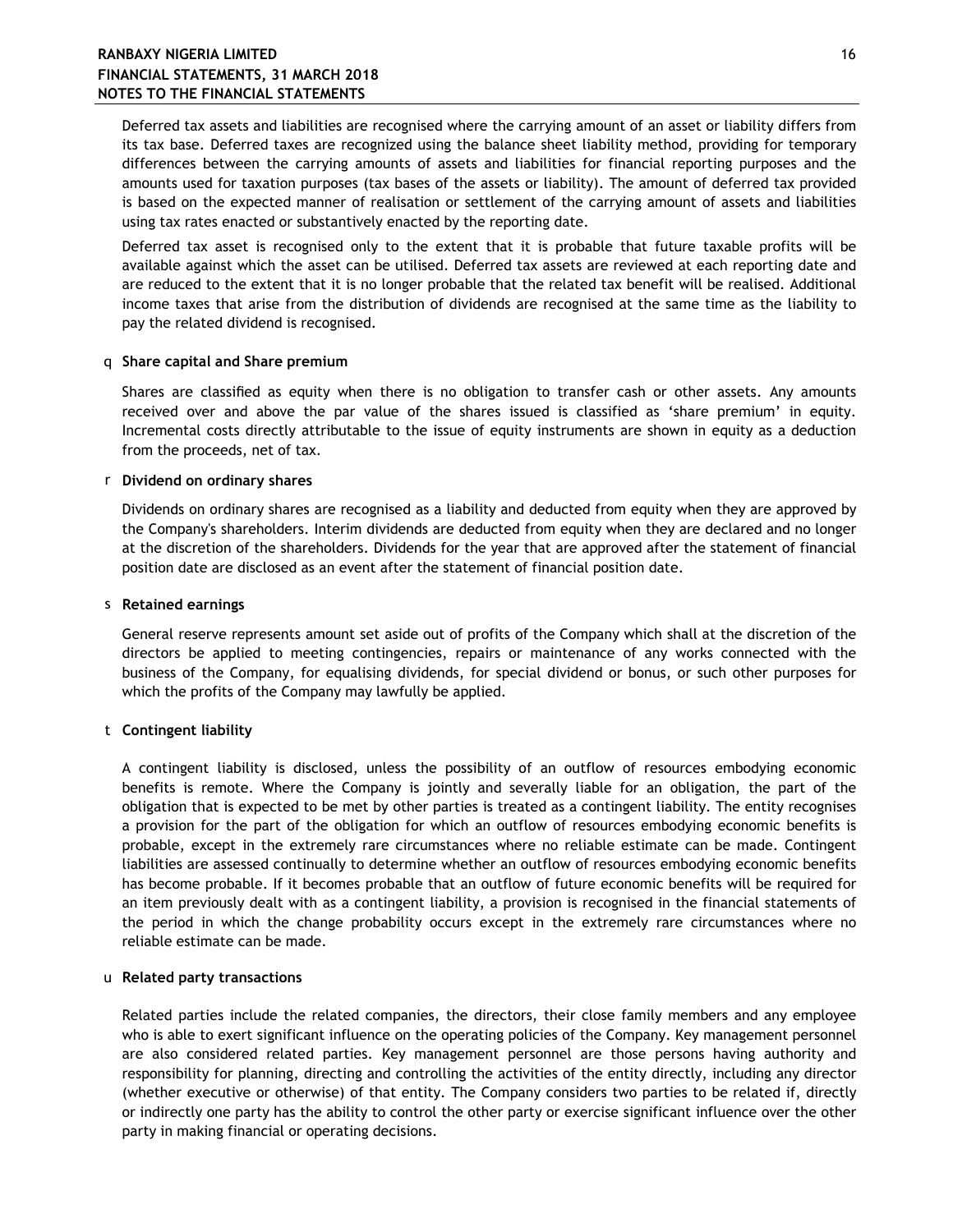Deferred tax assets and liabilities are recognised where the carrying amount of an asset or liability differs from its tax base. Deferred taxes are recognized using the balance sheet liability method, providing for temporary differences between the carrying amounts of assets and liabilities for financial reporting purposes and the amounts used for taxation purposes (tax bases of the assets or liability). The amount of deferred tax provided is based on the expected manner of realisation or settlement of the carrying amount of assets and liabilities using tax rates enacted or substantively enacted by the reporting date.

Deferred tax asset is recognised only to the extent that it is probable that future taxable profits will be available against which the asset can be utilised. Deferred tax assets are reviewed at each reporting date and are reduced to the extent that it is no longer probable that the related tax benefit will be realised. Additional income taxes that arise from the distribution of dividends are recognised at the same time as the liability to pay the related dividend is recognised.

q **Share capital and Share premium**

Shares are classified as equity when there is no obligation to transfer cash or other assets. Any amounts received over and above the par value of the shares issued is classified as 'share premium' in equity. Incremental costs directly attributable to the issue of equity instruments are shown in equity as a deduction from the proceeds, net of tax.

r **Dividend on ordinary shares**

Dividends on ordinary shares are recognised as a liability and deducted from equity when they are approved by the Company's shareholders. Interim dividends are deducted from equity when they are declared and no longer at the discretion of the shareholders. Dividends for the year that are approved after the statement of financial position date are disclosed as an event after the statement of financial position date.

s **Retained earnings**

General reserve represents amount set aside out of profits of the Company which shall at the discretion of the directors be applied to meeting contingencies, repairs or maintenance of any works connected with the business of the Company, for equalising dividends, for special dividend or bonus, or such other purposes for which the profits of the Company may lawfully be applied.

t **Contingent liability**

A contingent liability is disclosed, unless the possibility of an outflow of resources embodying economic benefits is remote. Where the Company is jointly and severally liable for an obligation, the part of the obligation that is expected to be met by other parties is treated as a contingent liability. The entity recognises a provision for the part of the obligation for which an outflow of resources embodying economic benefits is probable, except in the extremely rare circumstances where no reliable estimate can be made. Contingent liabilities are assessed continually to determine whether an outflow of resources embodying economic benefits has become probable. If it becomes probable that an outflow of future economic benefits will be required for an item previously dealt with as a contingent liability, a provision is recognised in the financial statements of the period in which the change probability occurs except in the extremely rare circumstances where no reliable estimate can be made.

u **Related party transactions**

Related parties include the related companies, the directors, their close family members and any employee who is able to exert significant influence on the operating policies of the Company. Key management personnel are also considered related parties. Key management personnel are those persons having authority and responsibility for planning, directing and controlling the activities of the entity directly, including any director (whether executive or otherwise) of that entity. The Company considers two parties to be related if, directly or indirectly one party has the ability to control the other party or exercise significant influence over the other party in making financial or operating decisions.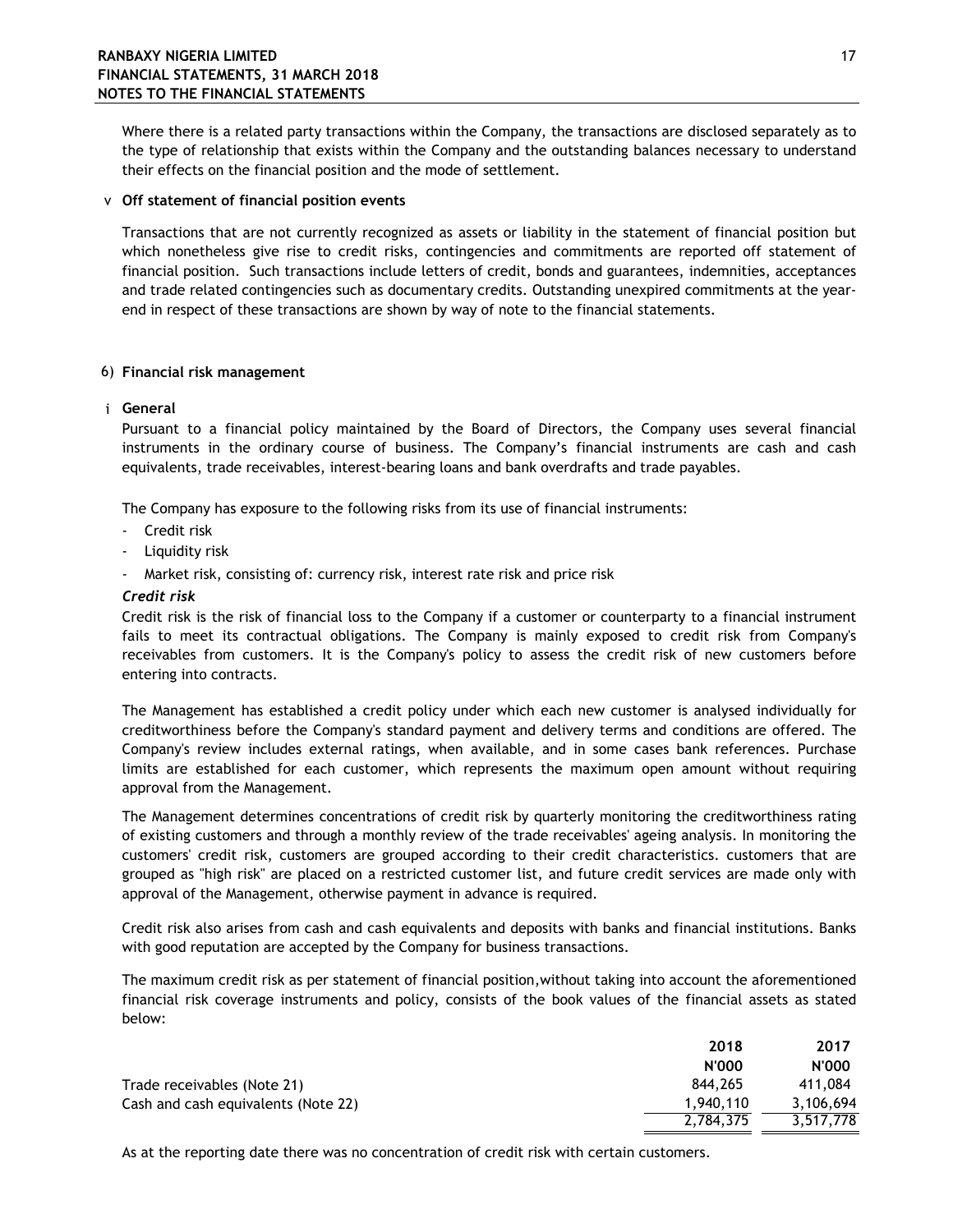Where there is a related party transactions within the Company, the transactions are disclosed separately as to the type of relationship that exists within the Company and the outstanding balances necessary to understand their effects on the financial position and the mode of settlement.

v **Off statement of financial position events**

Transactions that are not currently recognized as assets or liability in the statement of financial position but which nonetheless give rise to credit risks, contingencies and commitments are reported off statement of financial position. Such transactions include letters of credit, bonds and guarantees, indemnities, acceptances and trade related contingencies such as documentary credits. Outstanding unexpired commitments at the year-end in respect of these transactions are shown by way of note to the financial statements.

## 6) Financial risk management

i **General**

Pursuant to a financial policy maintained by the Board of Directors, the Company uses several financial instruments in the ordinary course of business. The Company's financial instruments are cash and cash equivalents, trade receivables, interest-bearing loans and bank overdrafts and trade payables.

The Company has exposure to the following risks from its use of financial instruments:

- Credit risk
- Liquidity risk
- Market risk, consisting of: currency risk, interest rate risk and price risk

***Credit risk***

Credit risk is the risk of financial loss to the Company if a customer or counterparty to a financial instrument fails to meet its contractual obligations. The Company is mainly exposed to credit risk from Company's receivables from customers. It is the Company's policy to assess the credit risk of new customers before entering into contracts.

The Management has established a credit policy under which each new customer is analysed individually for creditworthiness before the Company's standard payment and delivery terms and conditions are offered. The Company's review includes external ratings, when available, and in some cases bank references. Purchase limits are established for each customer, which represents the maximum open amount without requiring approval from the Management.

The Management determines concentrations of credit risk by quarterly monitoring the creditworthiness rating of existing customers and through a monthly review of the trade receivables' ageing analysis. In monitoring the customers' credit risk, customers are grouped according to their credit characteristics. customers that are grouped as "high risk" are placed on a restricted customer list, and future credit services are made only with approval of the Management, otherwise payment in advance is required.

Credit risk also arises from cash and cash equivalents and deposits with banks and financial institutions. Banks with good reputation are accepted by the Company for business transactions.

The maximum credit risk as per statement of financial position,without taking into account the aforementioned financial risk coverage instruments and policy, consists of the book values of the financial assets as stated below:

| | 2018 | 2017 |
|---|---|---|
| | N'000 | N'000 |
| Trade receivables (Note 21) | 844,265 | 411,084 |
| Cash and cash equivalents (Note 22) | 1,940,110 | 3,106,694 |
| | 2,784,375 | 3,517,778 |

As at the reporting date there was no concentration of credit risk with certain customers.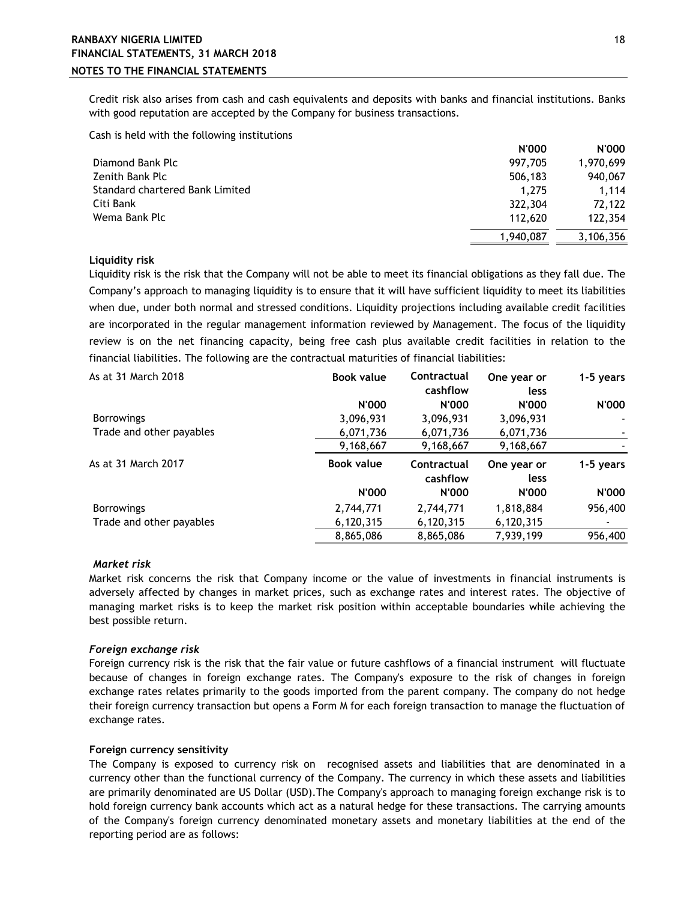Credit risk also arises from cash and cash equivalents and deposits with banks and financial institutions. Banks with good reputation are accepted by the Company for business transactions.

Cash is held with the following institutions

| | N'000 | N'000 |
|---|---|---|
| Diamond Bank Plc | 997,705 | 1,970,699 |
| Zenith Bank Plc | 506,183 | 940,067 |
| Standard chartered Bank Limited | 1,275 | 1,114 |
| Citi Bank | 322,304 | 72,122 |
| Wema Bank Plc | 112,620 | 122,354 |
| | 1,940,087 | 3,106,356 |

**Liquidity risk**

Liquidity risk is the risk that the Company will not be able to meet its financial obligations as they fall due. The Company's approach to managing liquidity is to ensure that it will have sufficient liquidity to meet its liabilities when due, under both normal and stressed conditions. Liquidity projections including available credit facilities are incorporated in the regular management information reviewed by Management. The focus of the liquidity review is on the net financing capacity, being free cash plus available credit facilities in relation to the financial liabilities. The following are the contractual maturities of financial liabilities:

| As at 31 March 2018 | Book value | Contractual cashflow | One year or less | 1-5 years |
|---|---|---|---|---|
| | N'000 | N'000 | N'000 | N'000 |
| Borrowings | 3,096,931 | 3,096,931 | 3,096,931 | - |
| Trade and other payables | 6,071,736 | 6,071,736 | 6,071,736 | - |
| | 9,168,667 | 9,168,667 | 9,168,667 | - |

| As at 31 March 2017 | Book value | Contractual cashflow | One year or less | 1-5 years |
|---|---|---|---|---|
| | N'000 | N'000 | N'000 | N'000 |
| Borrowings | 2,744,771 | 2,744,771 | 1,818,884 | 956,400 |
| Trade and other payables | 6,120,315 | 6,120,315 | 6,120,315 | - |
| | 8,865,086 | 8,865,086 | 7,939,199 | 956,400 |

***Market risk***

Market risk concerns the risk that Company income or the value of investments in financial instruments is adversely affected by changes in market prices, such as exchange rates and interest rates. The objective of managing market risks is to keep the market risk position within acceptable boundaries while achieving the best possible return.

***Foreign exchange risk***

Foreign currency risk is the risk that the fair value or future cashflows of a financial instrument will fluctuate because of changes in foreign exchange rates. The Company's exposure to the risk of changes in foreign exchange rates relates primarily to the goods imported from the parent company. The company do not hedge their foreign currency transaction but opens a Form M for each foreign transaction to manage the fluctuation of exchange rates.

**Foreign currency sensitivity**

The Company is exposed to currency risk on recognised assets and liabilities that are denominated in a currency other than the functional currency of the Company. The currency in which these assets and liabilities are primarily denominated are US Dollar (USD).The Company's approach to managing foreign exchange risk is to hold foreign currency bank accounts which act as a natural hedge for these transactions. The carrying amounts of the Company's foreign currency denominated monetary assets and monetary liabilities at the end of the reporting period are as follows: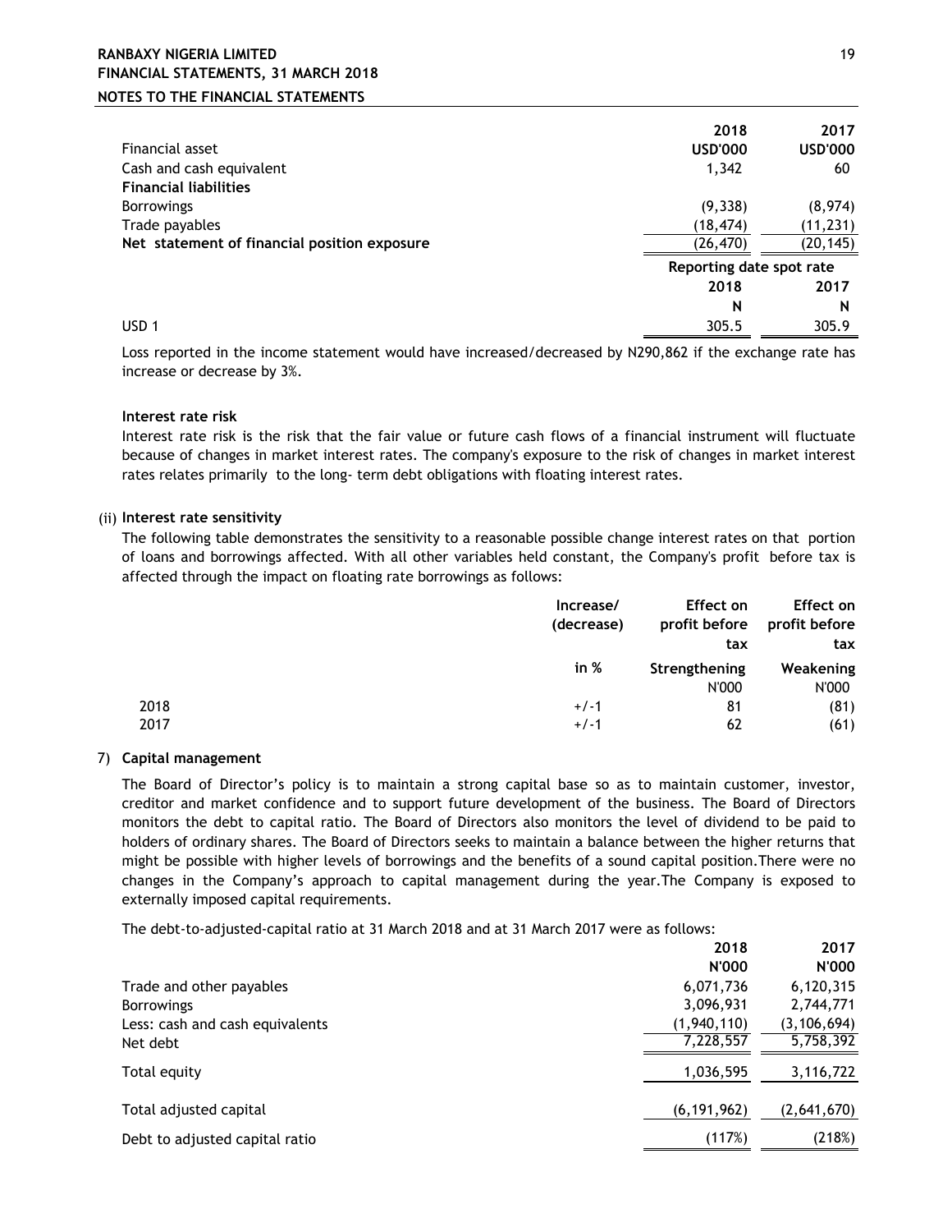| Financial asset | 2018<br>USD'000 | 2017<br>USD'000 |
|---|---|---|
| Cash and cash equivalent | 1,342 | 60 |
| **Financial liabilities** | | |
| Borrowings | (9,338) | (8,974) |
| Trade payables | (18,474) | (11,231) |
| **Net statement of financial position exposure** | (26,470) | (20,145) |

| | Reporting date spot rate | |
|---|---|---|
| | 2018 | 2017 |
| | N | N |
| USD 1 | 305.5 | 305.9 |

Loss reported in the income statement would have increased/decreased by N290,862 if the exchange rate has increase or decrease by 3%.

**Interest rate risk**

Interest rate risk is the risk that the fair value or future cash flows of a financial instrument will fluctuate because of changes in market interest rates. The company's exposure to the risk of changes in market interest rates relates primarily to the long- term debt obligations with floating interest rates.

(ii) **Interest rate sensitivity**

The following table demonstrates the sensitivity to a reasonable possible change interest rates on that portion of loans and borrowings affected. With all other variables held constant, the Company's profit before tax is affected through the impact on floating rate borrowings as follows:

| | Increase/ (decrease) | Effect on profit before tax | Effect on profit before tax |
|---|---|---|---|
| | in % | Strengthening<br>N'000 | Weakening<br>N'000 |
| 2018 | +/-1 | 81 | (81) |
| 2017 | +/-1 | 62 | (61) |

7) **Capital management**

The Board of Director's policy is to maintain a strong capital base so as to maintain customer, investor, creditor and market confidence and to support future development of the business. The Board of Directors monitors the debt to capital ratio. The Board of Directors also monitors the level of dividend to be paid to holders of ordinary shares. The Board of Directors seeks to maintain a balance between the higher returns that might be possible with higher levels of borrowings and the benefits of a sound capital position.There were no changes in the Company's approach to capital management during the year.The Company is exposed to externally imposed capital requirements.

The debt-to-adjusted-capital ratio at 31 March 2018 and at 31 March 2017 were as follows:

| | 2018<br>N'000 | 2017<br>N'000 |
|---|---|---|
| Trade and other payables | 6,071,736 | 6,120,315 |
| Borrowings | 3,096,931 | 2,744,771 |
| Less: cash and cash equivalents | (1,940,110) | (3,106,694) |
| Net debt | 7,228,557 | 5,758,392 |
| Total equity | 1,036,595 | 3,116,722 |
| Total adjusted capital | (6,191,962) | (2,641,670) |
| Debt to adjusted capital ratio | (117%) | (218%) |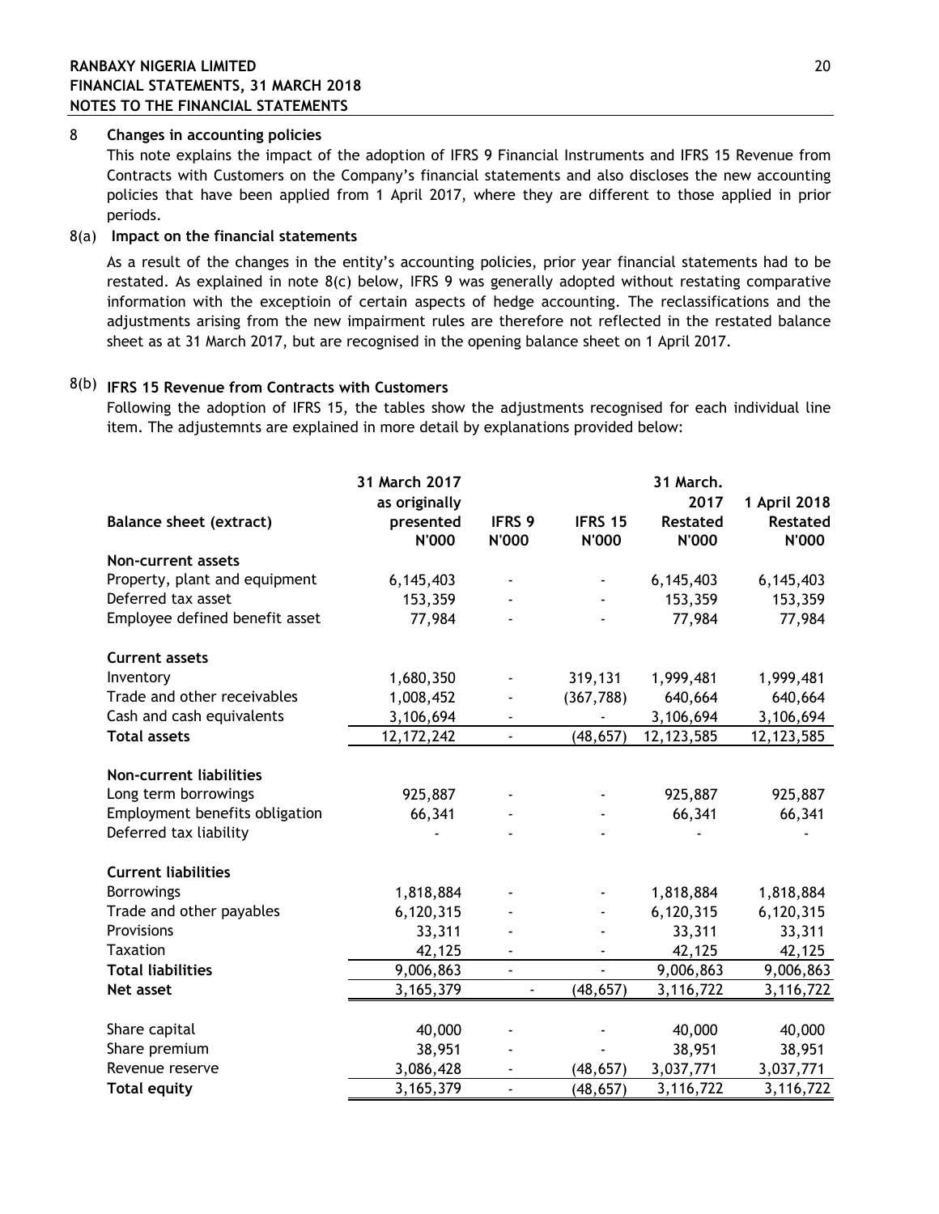## 8 Changes in accounting policies

This note explains the impact of the adoption of IFRS 9 Financial Instruments and IFRS 15 Revenue from Contracts with Customers on the Company's financial statements and also discloses the new accounting policies that have been applied from 1 April 2017, where they are different to those applied in prior periods.

### 8(a) Impact on the financial statements

As a result of the changes in the entity's accounting policies, prior year financial statements had to be restated. As explained in note 8(c) below, IFRS 9 was generally adopted without restating comparative information with the exceptioin of certain aspects of hedge accounting. The reclassifications and the adjustments arising from the new impairment rules are therefore not reflected in the restated balance sheet as at 31 March 2017, but are recognised in the opening balance sheet on 1 April 2017.

### 8(b) IFRS 15 Revenue from Contracts with Customers

Following the adoption of IFRS 15, the tables show the adjustments recognised for each individual line item. The adjustemnts are explained in more detail by explanations provided below:

| Balance sheet (extract) | 31 March 2017 as originally presented N'000 | IFRS 9 N'000 | IFRS 15 N'000 | 31 March. 2017 Restated N'000 | 1 April 2018 Restated N'000 |
|---|---|---|---|---|---|
| **Non-current assets** | | | | | |
| Property, plant and equipment | 6,145,403 | - | - | 6,145,403 | 6,145,403 |
| Deferred tax asset | 153,359 | - | - | 153,359 | 153,359 |
| Employee defined benefit asset | 77,984 | - | - | 77,984 | 77,984 |
| **Current assets** | | | | | |
| Inventory | 1,680,350 | - | 319,131 | 1,999,481 | 1,999,481 |
| Trade and other receivables | 1,008,452 | - | (367,788) | 640,664 | 640,664 |
| Cash and cash equivalents | 3,106,694 | - | - | 3,106,694 | 3,106,694 |
| **Total assets** | 12,172,242 | - | (48,657) | 12,123,585 | 12,123,585 |
| **Non-current liabilities** | | | | | |
| Long term borrowings | 925,887 | - | - | 925,887 | 925,887 |
| Employment benefits obligation | 66,341 | - | - | 66,341 | 66,341 |
| Deferred tax liability | - | - | - | - | - |
| **Current liabilities** | | | | | |
| Borrowings | 1,818,884 | - | - | 1,818,884 | 1,818,884 |
| Trade and other payables | 6,120,315 | - | - | 6,120,315 | 6,120,315 |
| Provisions | 33,311 | - | - | 33,311 | 33,311 |
| Taxation | 42,125 | - | - | 42,125 | 42,125 |
| **Total liabilities** | 9,006,863 | - | - | 9,006,863 | 9,006,863 |
| **Net asset** | 3,165,379 | - | (48,657) | 3,116,722 | 3,116,722 |
| Share capital | 40,000 | - | - | 40,000 | 40,000 |
| Share premium | 38,951 | - | - | 38,951 | 38,951 |
| Revenue reserve | 3,086,428 | - | (48,657) | 3,037,771 | 3,037,771 |
| **Total equity** | 3,165,379 | - | (48,657) | 3,116,722 | 3,116,722 |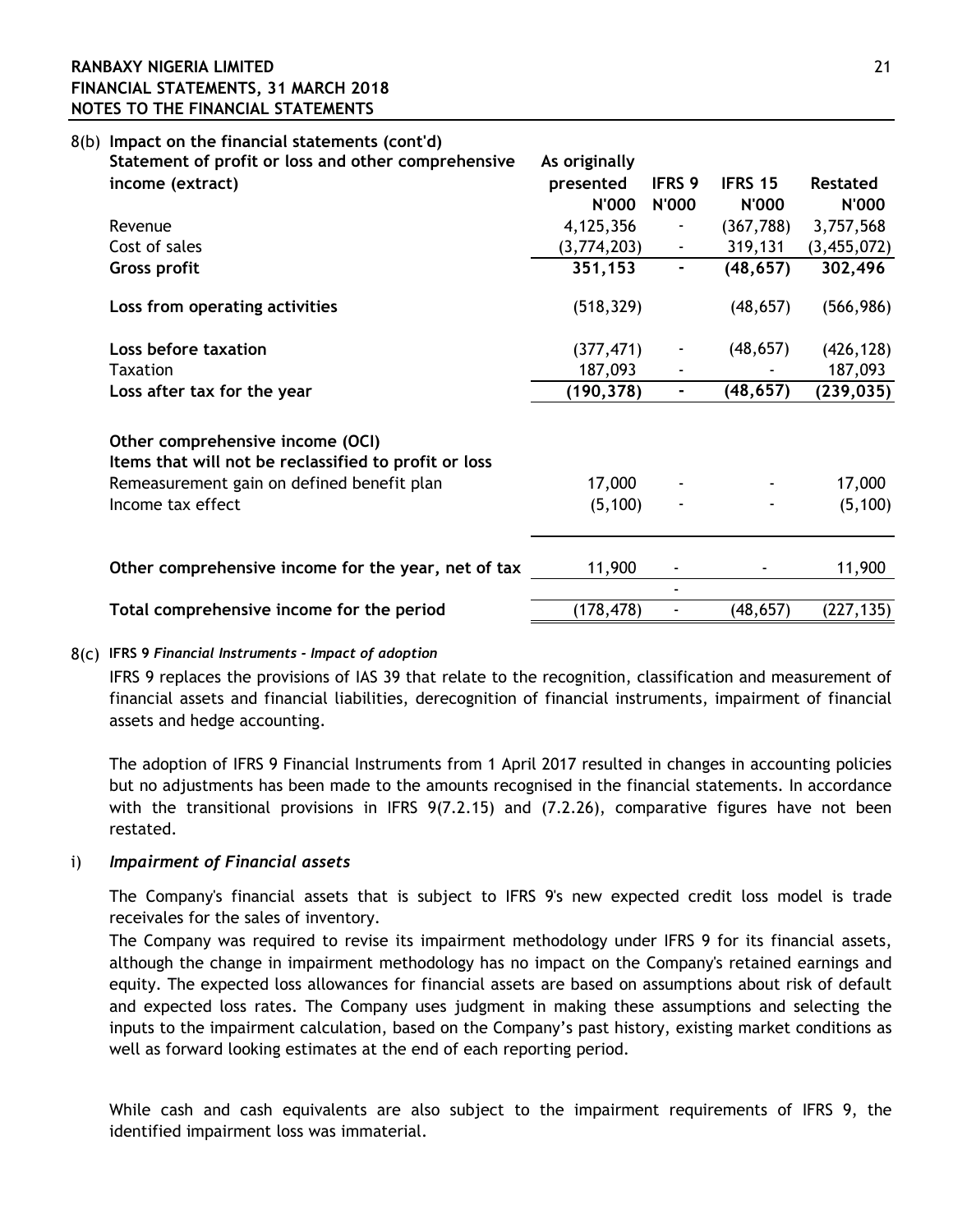8(b) **Impact on the financial statements (cont'd)**

| Statement of profit or loss and other comprehensive income (extract) | As originally presented N'000 | IFRS 9 N'000 | IFRS 15 N'000 | Restated N'000 |
|---|---|---|---|---|
| Revenue | 4,125,356 | - | (367,788) | 3,757,568 |
| Cost of sales | (3,774,203) | - | 319,131 | (3,455,072) |
| **Gross profit** | **351,153** | **-** | **(48,657)** | **302,496** |
| **Loss from operating activities** | (518,329) | | (48,657) | (566,986) |
| **Loss before taxation** | (377,471) | - | (48,657) | (426,128) |
| Taxation | 187,093 | - | - | 187,093 |
| **Loss after tax for the year** | **(190,378)** | **-** | **(48,657)** | **(239,035)** |
| **Other comprehensive income (OCI)** | | | | |
| **Items that will not be reclassified to profit or loss** | | | | |
| Remeasurement gain on defined benefit plan | 17,000 | - | - | 17,000 |
| Income tax effect | (5,100) | - | - | (5,100) |
| **Other comprehensive income for the year, net of tax** | 11,900 | - | - | 11,900 |
| **Total comprehensive income for the period** | (178,478) | - | (48,657) | (227,135) |

8(c) **IFRS 9** ***Financial Instruments - Impact of adoption***

IFRS 9 replaces the provisions of IAS 39 that relate to the recognition, classification and measurement of financial assets and financial liabilities, derecognition of financial instruments, impairment of financial assets and hedge accounting.

The adoption of IFRS 9 Financial Instruments from 1 April 2017 resulted in changes in accounting policies but no adjustments has been made to the amounts recognised in the financial statements. In accordance with the transitional provisions in IFRS 9(7.2.15) and (7.2.26), comparative figures have not been restated.

i) ***Impairment of Financial assets***

The Company's financial assets that is subject to IFRS 9's new expected credit loss model is trade receivales for the sales of inventory.

The Company was required to revise its impairment methodology under IFRS 9 for its financial assets, although the change in impairment methodology has no impact on the Company's retained earnings and equity. The expected loss allowances for financial assets are based on assumptions about risk of default and expected loss rates. The Company uses judgment in making these assumptions and selecting the inputs to the impairment calculation, based on the Company's past history, existing market conditions as well as forward looking estimates at the end of each reporting period.

While cash and cash equivalents are also subject to the impairment requirements of IFRS 9, the identified impairment loss was immaterial.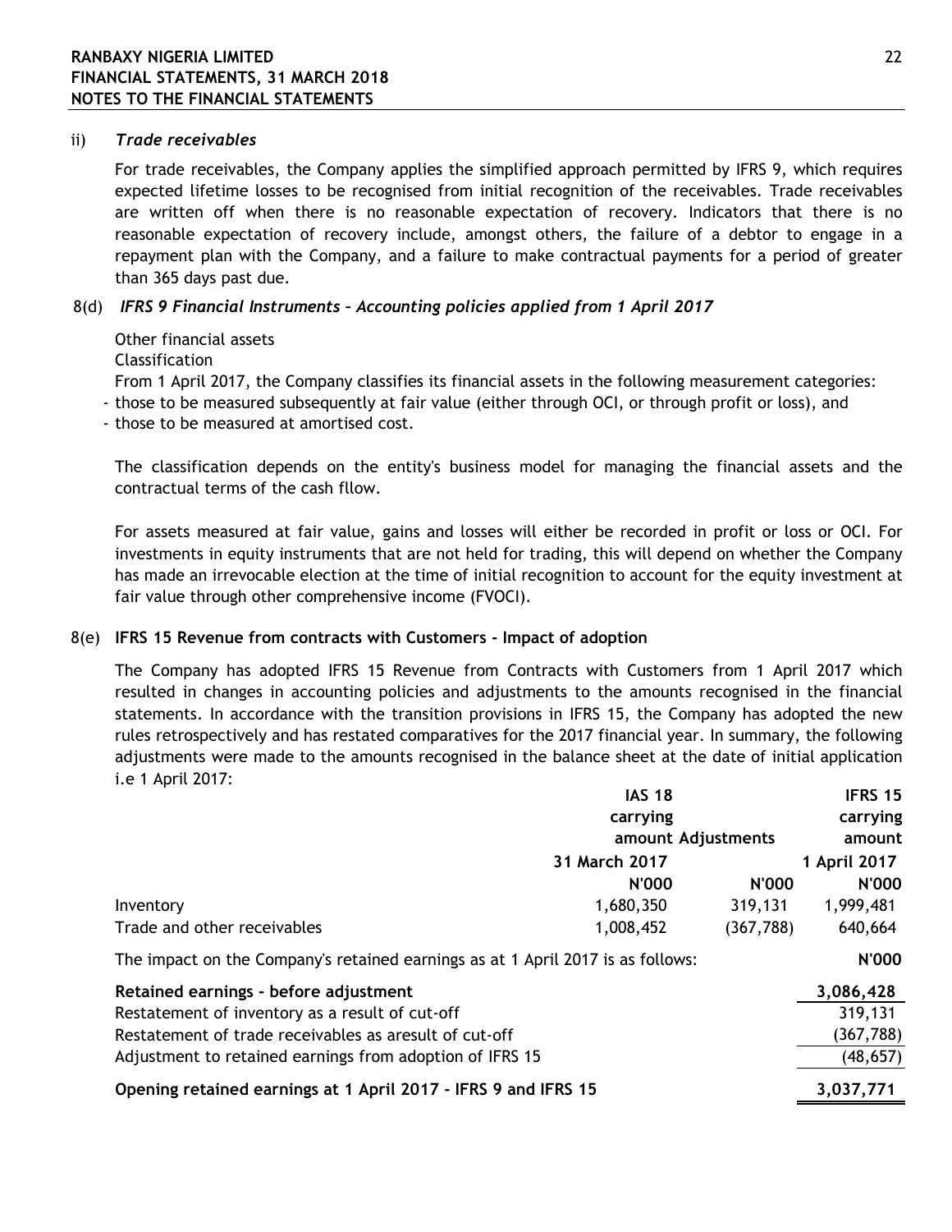ii) *Trade receivables*

For trade receivables, the Company applies the simplified approach permitted by IFRS 9, which requires expected lifetime losses to be recognised from initial recognition of the receivables. Trade receivables are written off when there is no reasonable expectation of recovery. Indicators that there is no reasonable expectation of recovery include, amongst others, the failure of a debtor to engage in a repayment plan with the Company, and a failure to make contractual payments for a period of greater than 365 days past due.

8(d) ***IFRS 9 Financial Instruments – Accounting policies applied from 1 April 2017***

Other financial assets

Classification

From 1 April 2017, the Company classifies its financial assets in the following measurement categories:

- those to be measured subsequently at fair value (either through OCI, or through profit or loss), and
- those to be measured at amortised cost.

The classification depends on the entity's business model for managing the financial assets and the contractual terms of the cash fllow.

For assets measured at fair value, gains and losses will either be recorded in profit or loss or OCI. For investments in equity instruments that are not held for trading, this will depend on whether the Company has made an irrevocable election at the time of initial recognition to account for the equity investment at fair value through other comprehensive income (FVOCI).

8(e) **IFRS 15 Revenue from contracts with Customers - Impact of adoption**

The Company has adopted IFRS 15 Revenue from Contracts with Customers from 1 April 2017 which resulted in changes in accounting policies and adjustments to the amounts recognised in the financial statements. In accordance with the transition provisions in IFRS 15, the Company has adopted the new rules retrospectively and has restated comparatives for the 2017 financial year. In summary, the following adjustments were made to the amounts recognised in the balance sheet at the date of initial application i.e 1 April 2017:

| | **IAS 18 carrying amount** | **Adjustments** | **IFRS 15 carrying amount** |
|---|---|---|---|
| | **31 March 2017** | | **1 April 2017** |
| | **N'000** | **N'000** | **N'000** |
| Inventory | 1,680,350 | 319,131 | 1,999,481 |
| Trade and other receivables | 1,008,452 | (367,788) | 640,664 |

| The impact on the Company's retained earnings as at 1 April 2017 is as follows: | **N'000** |
|---|---|
| **Retained earnings - before adjustment** | **3,086,428** |
| Restatement of inventory as a result of cut-off | 319,131 |
| Restatement of trade receivables as aresult of cut-off | (367,788) |
| Adjustment to retained earnings from adoption of IFRS 15 | (48,657) |
| **Opening retained earnings at 1 April 2017 - IFRS 9 and IFRS 15** | **3,037,771** |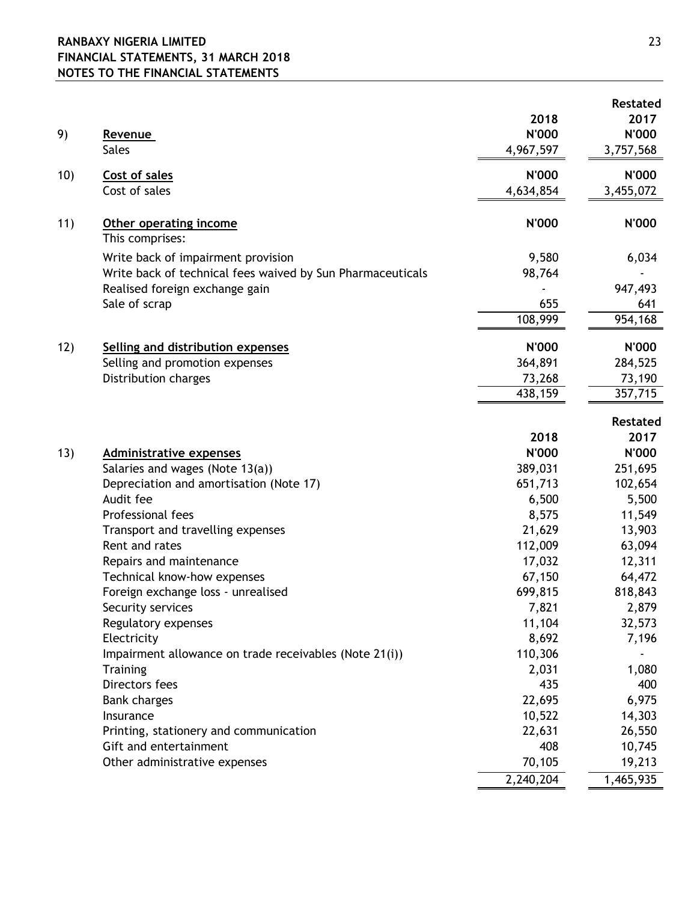| | | 2018 | Restated 2017 |
|---|---|---|---|
| 9) | **Revenue** | N'000 | N'000 |
| | Sales | 4,967,597 | 3,757,568 |
| 10) | **Cost of sales** | N'000 | N'000 |
| | Cost of sales | 4,634,854 | 3,455,072 |
| 11) | **Other operating income** | N'000 | N'000 |
| | This comprises: | | |
| | Write back of impairment provision | 9,580 | 6,034 |
| | Write back of technical fees waived by Sun Pharmaceuticals | 98,764 | - |
| | Realised foreign exchange gain | - | 947,493 |
| | Sale of scrap | 655 | 641 |
| | | 108,999 | 954,168 |
| 12) | **Selling and distribution expenses** | N'000 | N'000 |
| | Selling and promotion expenses | 364,891 | 284,525 |
| | Distribution charges | 73,268 | 73,190 |
| | | 438,159 | 357,715 |

| | | 2018 | Restated 2017 |
|---|---|---|---|
| 13) | **Administrative expenses** | N'000 | N'000 |
| | Salaries and wages (Note 13(a)) | 389,031 | 251,695 |
| | Depreciation and amortisation (Note 17) | 651,713 | 102,654 |
| | Audit fee | 6,500 | 5,500 |
| | Professional fees | 8,575 | 11,549 |
| | Transport and travelling expenses | 21,629 | 13,903 |
| | Rent and rates | 112,009 | 63,094 |
| | Repairs and maintenance | 17,032 | 12,311 |
| | Technical know-how expenses | 67,150 | 64,472 |
| | Foreign exchange loss - unrealised | 699,815 | 818,843 |
| | Security services | 7,821 | 2,879 |
| | Regulatory expenses | 11,104 | 32,573 |
| | Electricity | 8,692 | 7,196 |
| | Impairment allowance on trade receivables (Note 21(i)) | 110,306 | - |
| | Training | 2,031 | 1,080 |
| | Directors fees | 435 | 400 |
| | Bank charges | 22,695 | 6,975 |
| | Insurance | 10,522 | 14,303 |
| | Printing, stationery and communication | 22,631 | 26,550 |
| | Gift and entertainment | 408 | 10,745 |
| | Other administrative expenses | 70,105 | 19,213 |
| | | 2,240,204 | 1,465,935 |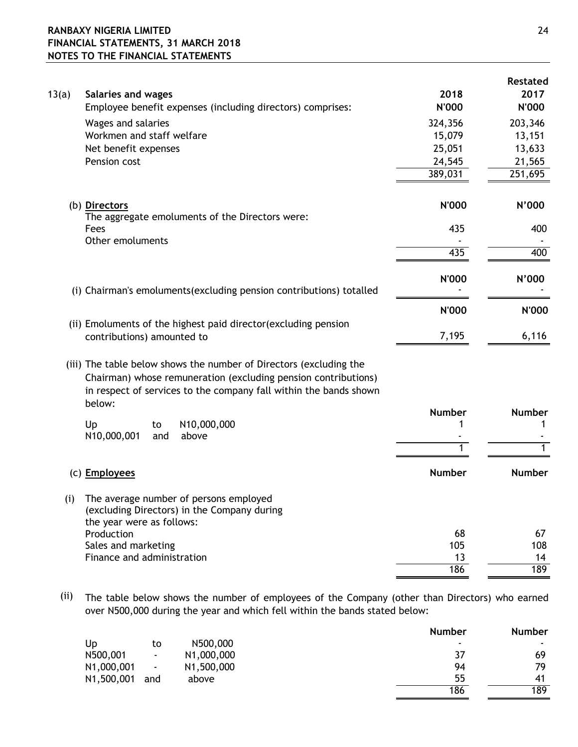**13(a) Salaries and wages**

Employee benefit expenses (including directors) comprises:

| | 2018 N'000 | Restated 2017 N'000 |
|---|---|---|
| Wages and salaries | 324,356 | 203,346 |
| Workmen and staff welfare | 15,079 | 13,151 |
| Net benefit expenses | 25,051 | 13,633 |
| Pension cost | 24,545 | 21,565 |
| | 389,031 | 251,695 |

**(b) Directors**

| | N'000 | N'000 |
|---|---|---|
| The aggregate emoluments of the Directors were: | | |
| Fees | 435 | 400 |
| Other emoluments | - | - |
| | 435 | 400 |

| | N'000 | N'000 |
|---|---|---|
| (i) Chairman's emoluments(excluding pension contributions) totalled | - | - |

| | N'000 | N'000 |
|---|---|---|
| (ii) Emoluments of the highest paid director(excluding pension contributions) amounted to | 7,195 | 6,116 |

(iii) The table below shows the number of Directors (excluding the Chairman) whose remuneration (excluding pension contributions) in respect of services to the company fall within the bands shown below:

| | Number | Number |
|---|---|---|
| Up to N10,000,000 | 1 | 1 |
| N10,000,001 and above | - | - |
| | 1 | 1 |

**(c) Employees**

(i) The average number of persons employed (excluding Directors) in the Company during the year were as follows:

| | Number | Number |
|---|---|---|
| Production | 68 | 67 |
| Sales and marketing | 105 | 108 |
| Finance and administration | 13 | 14 |
| | 186 | 189 |

(ii) The table below shows the number of employees of the Company (other than Directors) who earned over N500,000 during the year and which fell within the bands stated below:

| | Number | Number |
|---|---|---|
| Up to N500,000 | - | - |
| N500,001 - N1,000,000 | 37 | 69 |
| N1,000,001 - N1,500,000 | 94 | 79 |
| N1,500,001 and above | 55 | 41 |
| | 186 | 189 |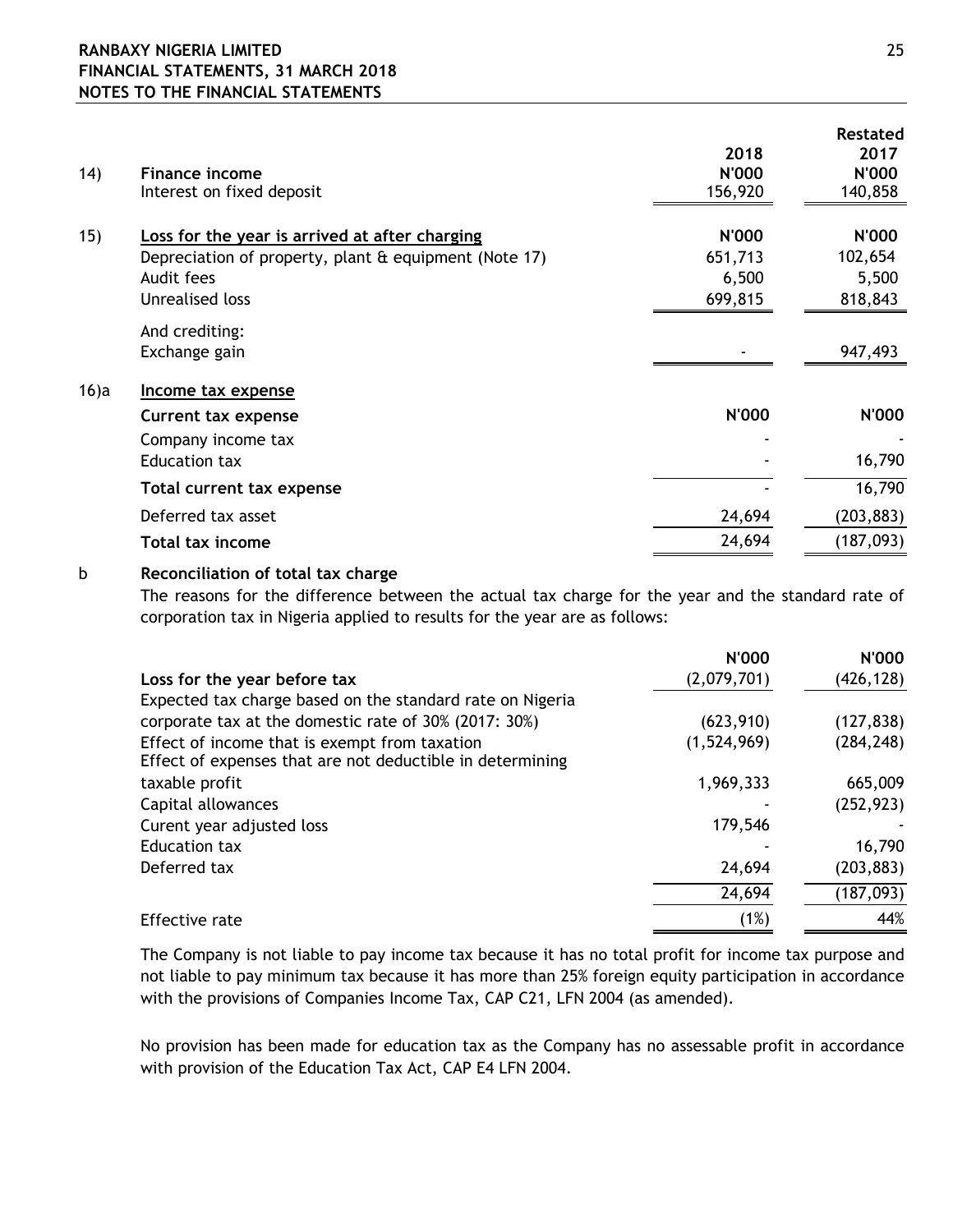| | | 2018 | Restated 2017 |
|---|---|---|---|
| 14) | **Finance income** | **N'000** | **N'000** |
| | Interest on fixed deposit | 156,920 | 140,858 |

| | | | |
|---|---|---|---|
| 15) | **Loss for the year is arrived at after charging** | **N'000** | **N'000** |
| | Depreciation of property, plant & equipment (Note 17) | 651,713 | 102,654 |
| | Audit fees | 6,500 | 5,500 |
| | Unrealised loss | 699,815 | 818,843 |
| | And crediting: | | |
| | Exchange gain | - | 947,493 |

| | | | |
|---|---|---|---|
| 16)a | **Income tax expense** | | |
| | **Current tax expense** | **N'000** | **N'000** |
| | Company income tax | - | - |
| | Education tax | - | 16,790 |
| | **Total current tax expense** | - | 16,790 |
| | Deferred tax asset | 24,694 | (203,883) |
| | **Total tax income** | 24,694 | (187,093) |

b **Reconciliation of total tax charge**

The reasons for the difference between the actual tax charge for the year and the standard rate of corporation tax in Nigeria applied to results for the year are as follows:

| | N'000 | N'000 |
|---|---|---|
| **Loss for the year before tax** | (2,079,701) | (426,128) |
| Expected tax charge based on the standard rate on Nigeria corporate tax at the domestic rate of 30% (2017: 30%) | (623,910) | (127,838) |
| Effect of income that is exempt from taxation | (1,524,969) | (284,248) |
| Effect of expenses that are not deductible in determining taxable profit | 1,969,333 | 665,009 |
| Capital allowances | - | (252,923) |
| Curent year adjusted loss | 179,546 | - |
| Education tax | - | 16,790 |
| Deferred tax | 24,694 | (203,883) |
| | 24,694 | (187,093) |
| Effective rate | (1%) | 44% |

The Company is not liable to pay income tax because it has no total profit for income tax purpose and not liable to pay minimum tax because it has more than 25% foreign equity participation in accordance with the provisions of Companies Income Tax, CAP C21, LFN 2004 (as amended).

No provision has been made for education tax as the Company has no assessable profit in accordance with provision of the Education Tax Act, CAP E4 LFN 2004.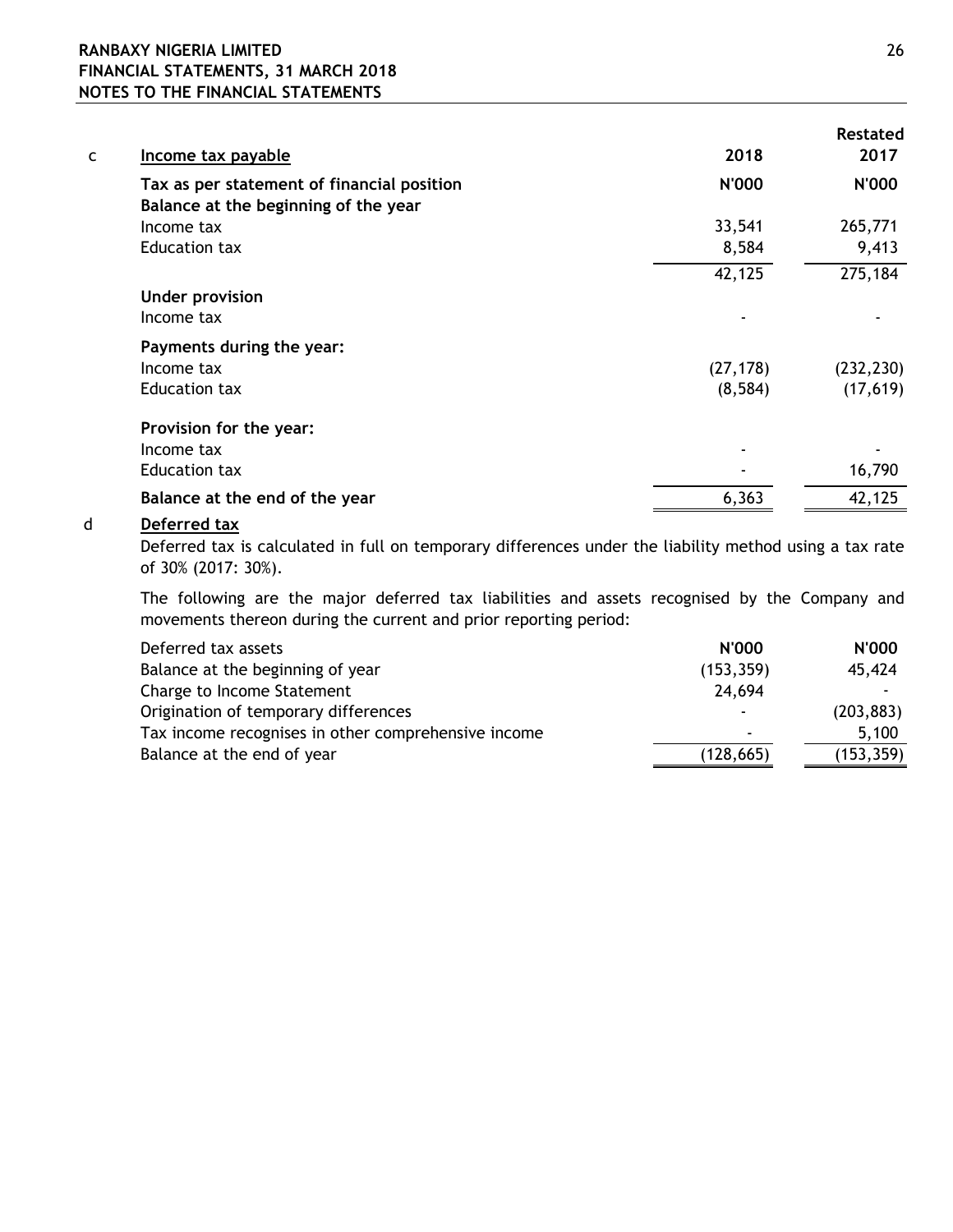### c Income tax payable

| | 2018 | Restated 2017 |
|---|---|---|
| **Tax as per statement of financial position** | **N'000** | **N'000** |
| **Balance at the beginning of the year** | | |
| Income tax | 33,541 | 265,771 |
| Education tax | 8,584 | 9,413 |
| | 42,125 | 275,184 |
| **Under provision** | | |
| Income tax | - | - |
| **Payments during the year:** | | |
| Income tax | (27,178) | (232,230) |
| Education tax | (8,584) | (17,619) |
| **Provision for the year:** | | |
| Income tax | - | - |
| Education tax | - | 16,790 |
| **Balance at the end of the year** | 6,363 | 42,125 |

### d Deferred tax

Deferred tax is calculated in full on temporary differences under the liability method using a tax rate of 30% (2017: 30%).

The following are the major deferred tax liabilities and assets recognised by the Company and movements thereon during the current and prior reporting period:

| Deferred tax assets | N'000 | N'000 |
|---|---|---|
| Balance at the beginning of year | (153,359) | 45,424 |
| Charge to Income Statement | 24,694 | - |
| Origination of temporary differences | - | (203,883) |
| Tax income recognises in other comprehensive income | - | 5,100 |
| Balance at the end of year | (128,665) | (153,359) |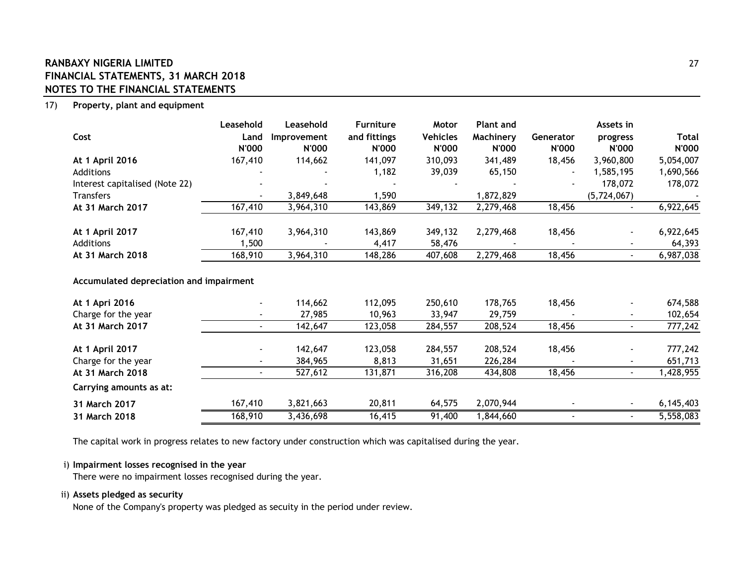**RANBAXY NIGERIA LIMITED**
**FINANCIAL STATEMENTS, 31 MARCH 2018**
**NOTES TO THE FINANCIAL STATEMENTS**

## 17) Property, plant and equipment

| Cost | Leasehold Land N'000 | Leasehold Improvement N'000 | Furniture and fittings N'000 | Motor Vehicles N'000 | Plant and Machinery N'000 | Generator N'000 | Assets in progress N'000 | Total N'000 |
|---|---|---|---|---|---|---|---|---|
| **At 1 April 2016** | 167,410 | 114,662 | 141,097 | 310,093 | 341,489 | 18,456 | 3,960,800 | 5,054,007 |
| Additions | - | - | 1,182 | 39,039 | 65,150 | - | 1,585,195 | 1,690,566 |
| Interest capitalised (Note 22) | - | - | - | - | - | - | 178,072 | 178,072 |
| Transfers | - | 3,849,648 | 1,590 | | 1,872,829 | | (5,724,067) | - |
| **At 31 March 2017** | 167,410 | 3,964,310 | 143,869 | 349,132 | 2,279,468 | 18,456 | - | 6,922,645 |
| | | | | | | | | |
| **At 1 April 2017** | 167,410 | 3,964,310 | 143,869 | 349,132 | 2,279,468 | 18,456 | - | 6,922,645 |
| Additions | 1,500 | - | 4,417 | 58,476 | - | - | - | 64,393 |
| **At 31 March 2018** | 168,910 | 3,964,310 | 148,286 | 407,608 | 2,279,468 | 18,456 | - | 6,987,038 |
| | | | | | | | | |
| **Accumulated depreciation and impairment** | | | | | | | | |
| **At 1 Apri 2016** | - | 114,662 | 112,095 | 250,610 | 178,765 | 18,456 | - | 674,588 |
| Charge for the year | - | 27,985 | 10,963 | 33,947 | 29,759 | - | - | 102,654 |
| **At 31 March 2017** | - | 142,647 | 123,058 | 284,557 | 208,524 | 18,456 | - | 777,242 |
| | | | | | | | | |
| **At 1 April 2017** | - | 142,647 | 123,058 | 284,557 | 208,524 | 18,456 | - | 777,242 |
| Charge for the year | - | 384,965 | 8,813 | 31,651 | 226,284 | - | - | 651,713 |
| **At 31 March 2018** | - | 527,612 | 131,871 | 316,208 | 434,808 | 18,456 | - | 1,428,955 |
| **Carrying amounts as at:** | | | | | | | | |
| **31 March 2017** | 167,410 | 3,821,663 | 20,811 | 64,575 | 2,070,944 | - | - | 6,145,403 |
| **31 March 2018** | 168,910 | 3,436,698 | 16,415 | 91,400 | 1,844,660 | - | - | 5,558,083 |

The capital work in progress relates to new factory under construction which was capitalised during the year.

i) **Impairment losses recognised in the year**

There were no impairment losses recognised during the year.

ii) **Assets pledged as security**

None of the Company's property was pledged as secuity in the period under review.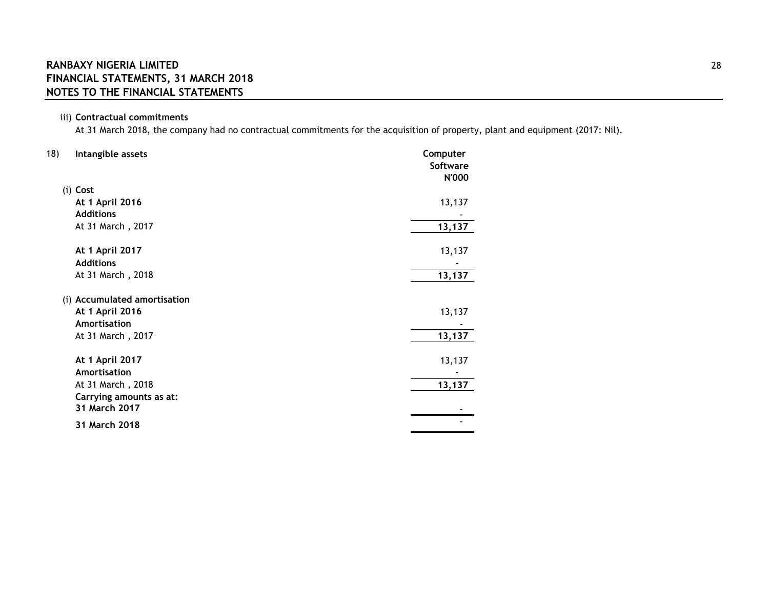iii) **Contractual commitments**

At 31 March 2018, the company had no contractual commitments for the acquisition of property, plant and equipment (2017: Nil).

18) **Intangible assets**

| | Computer Software N'000 |
|---|---|
| (i) **Cost** | |
| **At 1 April 2016** | 13,137 |
| **Additions** | - |
| At 31 March , 2017 | **13,137** |
| | |
| **At 1 April 2017** | 13,137 |
| **Additions** | - |
| At 31 March , 2018 | **13,137** |
| | |
| (i) **Accumulated amortisation** | |
| **At 1 April 2016** | 13,137 |
| **Amortisation** | - |
| At 31 March , 2017 | **13,137** |
| | |
| **At 1 April 2017** | 13,137 |
| **Amortisation** | - |
| At 31 March , 2018 | **13,137** |
| **Carrying amounts as at:** | |
| **31 March 2017** | - |
| **31 March 2018** | - |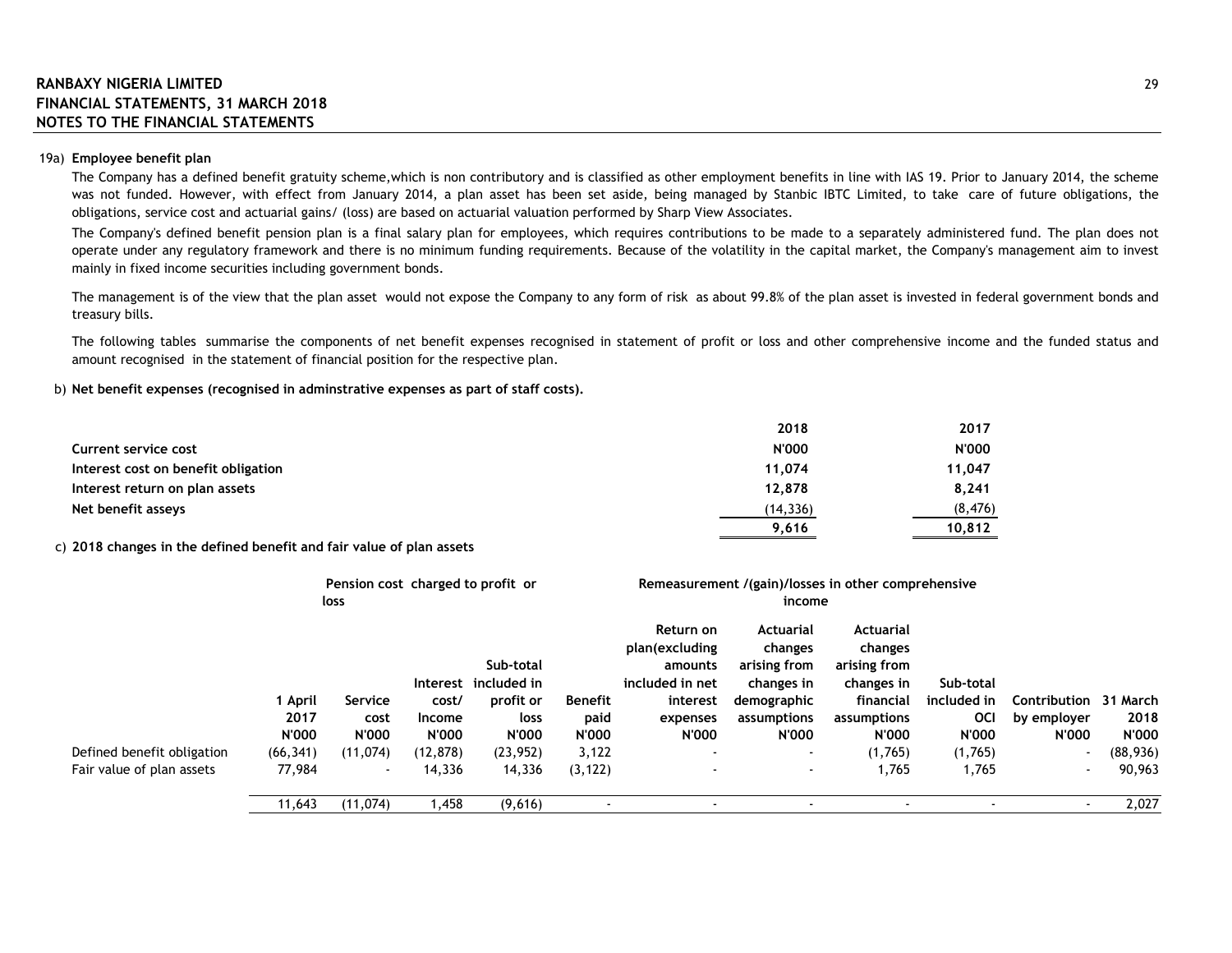RANBAXY NIGERIA LIMITED
FINANCIAL STATEMENTS, 31 MARCH 2018
NOTES TO THE FINANCIAL STATEMENTS

19a) **Employee benefit plan**

The Company has a defined benefit gratuity scheme,which is non contributory and is classified as other employment benefits in line with IAS 19. Prior to January 2014, the scheme was not funded. However, with effect from January 2014, a plan asset has been set aside, being managed by Stanbic IBTC Limited, to take care of future obligations, the obligations, service cost and actuarial gains/ (loss) are based on actuarial valuation performed by Sharp View Associates.

The Company's defined benefit pension plan is a final salary plan for employees, which requires contributions to be made to a separately administered fund. The plan does not operate under any regulatory framework and there is no minimum funding requirements. Because of the volatility in the capital market, the Company's management aim to invest mainly in fixed income securities including government bonds.

The management is of the view that the plan asset would not expose the Company to any form of risk as about 99.8% of the plan asset is invested in federal government bonds and treasury bills.

The following tables summarise the components of net benefit expenses recognised in statement of profit or loss and other comprehensive income and the funded status and amount recognised in the statement of financial position for the respective plan.

b) **Net benefit expenses (recognised in adminstrative expenses as part of staff costs).**

| | 2018 | 2017 |
|---|---|---|
| **Current service cost** | **N'000** | **N'000** |
| **Interest cost on benefit obligation** | **11,074** | **11,047** |
| **Interest return on plan assets** | **12,878** | **8,241** |
| **Net benefit asseys** | (14,336) | (8,476) |
| | **9,616** | **10,812** |

c) **2018 changes in the defined benefit and fair value of plan assets**

| | | Pension cost charged to profit or loss | | | | Remeasurement /(gain)/losses in other comprehensive income | | | | | |
|---|---|---|---|---|---|---|---|---|---|---|---|
| | 1 April 2017 N'000 | Service cost N'000 | Interest cost/ Income N'000 | Sub-total included in profit or loss N'000 | Benefit paid N'000 | Return on plan(excluding amounts included in net interest expenses N'000 | Actuarial changes arising from changes in demographic assumptions N'000 | Actuarial changes arising from changes in financial assumptions N'000 | Sub-total included in OCI N'000 | Contribution by employer N'000 | 31 March 2018 N'000 |
| Defined benefit obligation | (66,341) | (11,074) | (12,878) | (23,952) | 3,122 | - | - | (1,765) | (1,765) | - | (88,936) |
| Fair value of plan assets | 77,984 | - | 14,336 | 14,336 | (3,122) | - | - | 1,765 | 1,765 | - | 90,963 |
| | 11,643 | (11,074) | 1,458 | (9,616) | - | - | - | - | - | - | 2,027 |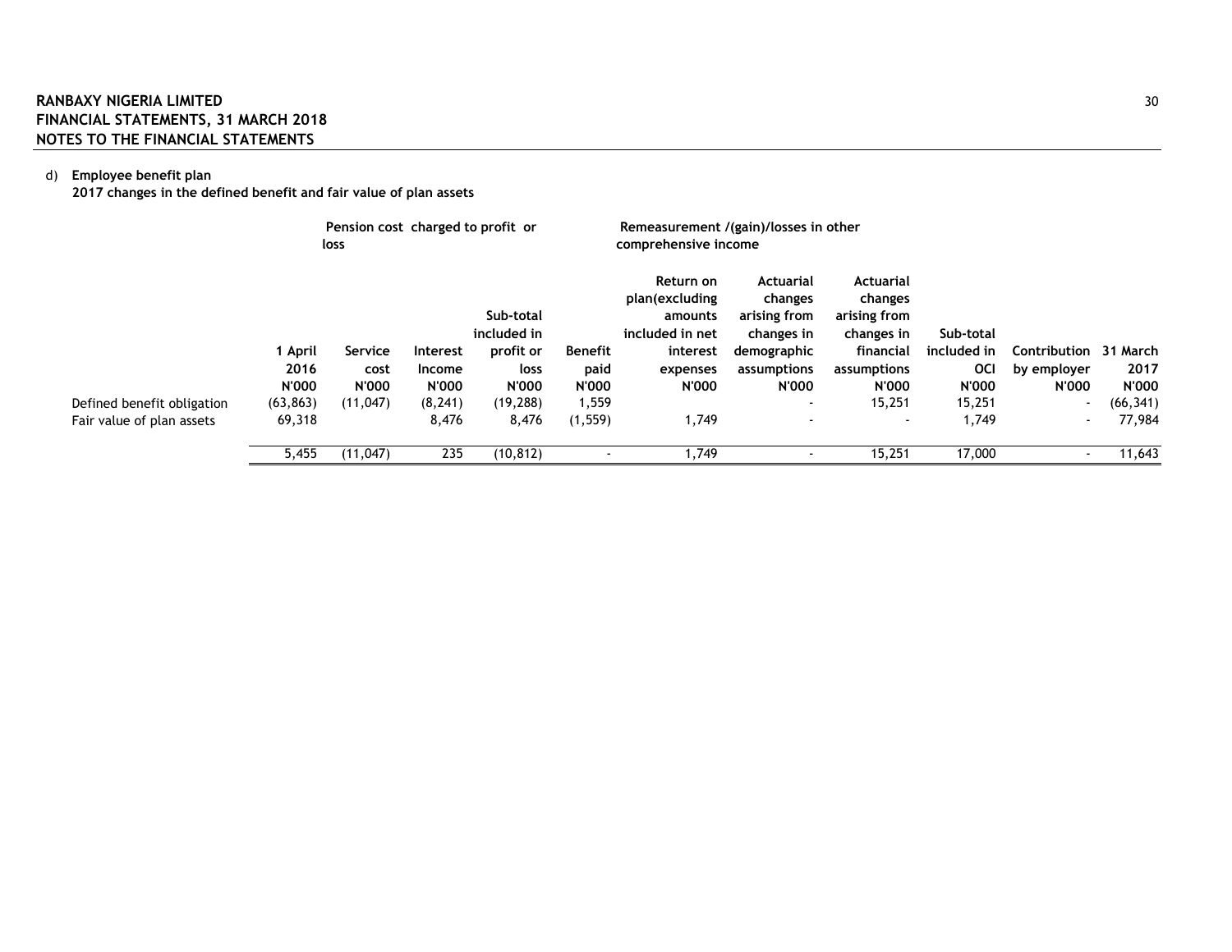d) **Employee benefit plan**

**2017 changes in the defined benefit and fair value of plan assets**

| | | Pension cost charged to profit or loss | | | | Remeasurement /(gain)/losses in other comprehensive income | | | | | |
|---|---|---|---|---|---|---|---|---|---|---|---|
| | 1 April 2016 N'000 | Service cost N'000 | Interest Income N'000 | Sub-total included in profit or loss N'000 | Benefit paid N'000 | Return on plan(excluding amounts included in net interest expenses N'000 | Actuarial changes arising from changes in demographic assumptions N'000 | Actuarial changes arising from changes in financial assumptions N'000 | Sub-total included in OCI N'000 | Contribution by employer N'000 | 31 March 2017 N'000 |
| Defined benefit obligation | (63,863) | (11,047) | (8,241) | (19,288) | 1,559 | | - | 15,251 | 15,251 | - | (66,341) |
| Fair value of plan assets | 69,318 | | 8,476 | 8,476 | (1,559) | 1,749 | - | - | 1,749 | - | 77,984 |
| | 5,455 | (11,047) | 235 | (10,812) | - | 1,749 | - | 15,251 | 17,000 | - | 11,643 |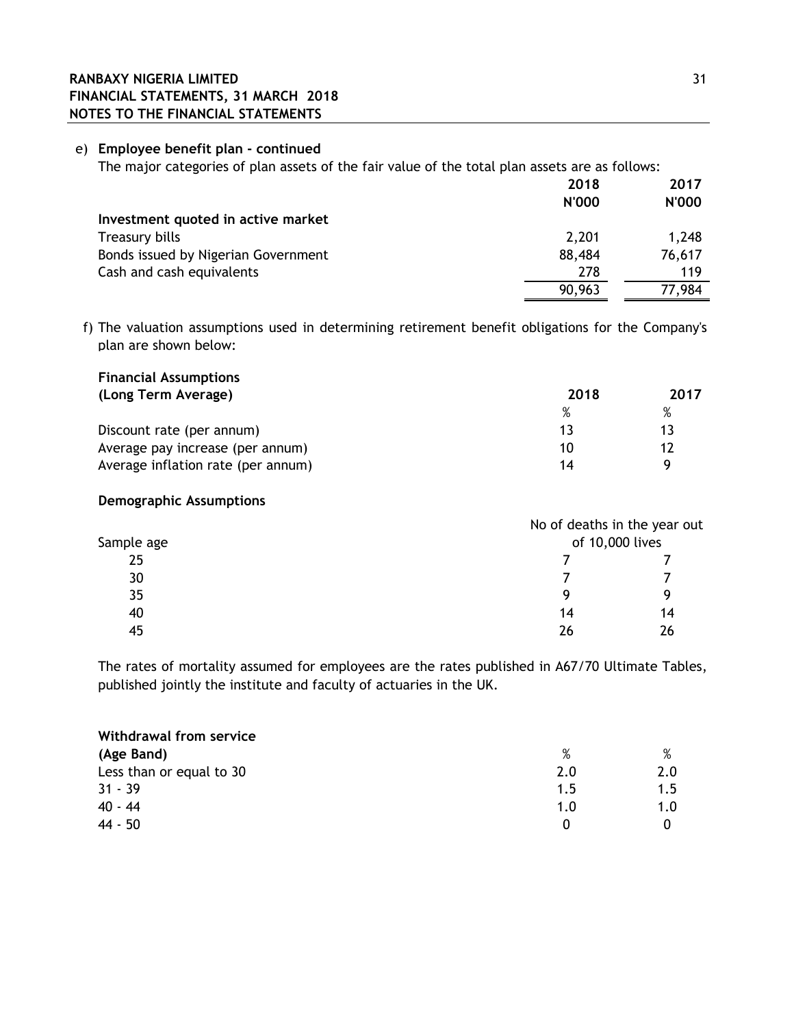e) **Employee benefit plan - continued**

The major categories of plan assets of the fair value of the total plan assets are as follows:

| | 2018 | 2017 |
|---|---|---|
| | N'000 | N'000 |
| **Investment quoted in active market** | | |
| Treasury bills | 2,201 | 1,248 |
| Bonds issued by Nigerian Government | 88,484 | 76,617 |
| Cash and cash equivalents | 278 | 119 |
| | 90,963 | 77,984 |

f) The valuation assumptions used in determining retirement benefit obligations for the Company's plan are shown below:

| **Financial Assumptions (Long Term Average)** | 2018 | 2017 |
|---|---|---|
| | % | % |
| Discount rate (per annum) | 13 | 13 |
| Average pay increase (per annum) | 10 | 12 |
| Average inflation rate (per annum) | 14 | 9 |

**Demographic Assumptions**

| Sample age | No of deaths in the year out of 10,000 lives | |
|---|---|---|
| 25 | 7 | 7 |
| 30 | 7 | 7 |
| 35 | 9 | 9 |
| 40 | 14 | 14 |
| 45 | 26 | 26 |

The rates of mortality assumed for employees are the rates published in A67/70 Ultimate Tables, published jointly the institute and faculty of actuaries in the UK.

| **Withdrawal from service (Age Band)** | % | % |
|---|---|---|
| Less than or equal to 30 | 2.0 | 2.0 |
| 31 - 39 | 1.5 | 1.5 |
| 40 - 44 | 1.0 | 1.0 |
| 44 - 50 | 0 | 0 |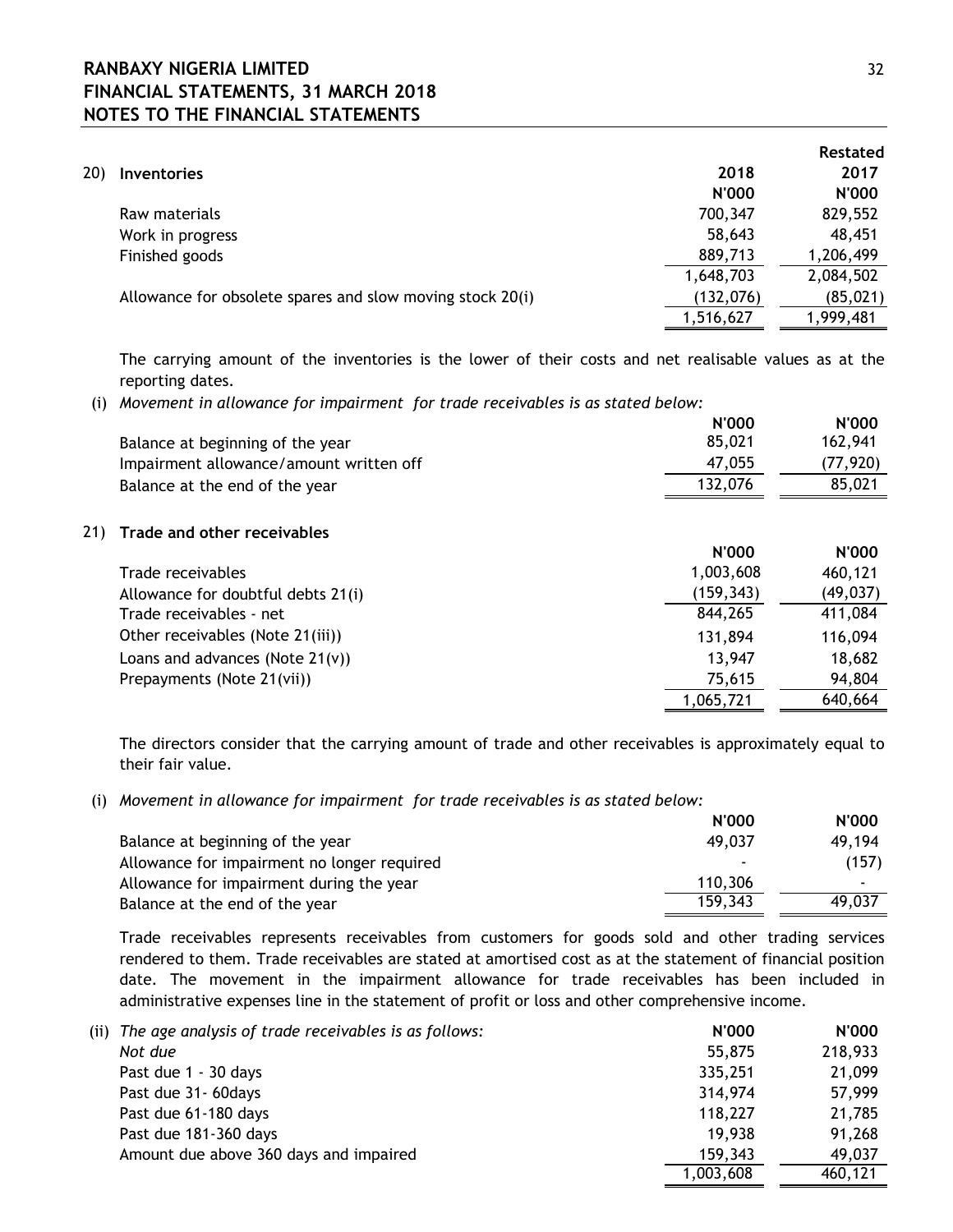## 20) Inventories

| | 2018<br>N'000 | Restated<br>2017<br>N'000 |
|---|---|---|
| Raw materials | 700,347 | 829,552 |
| Work in progress | 58,643 | 48,451 |
| Finished goods | 889,713 | 1,206,499 |
| | 1,648,703 | 2,084,502 |
| Allowance for obsolete spares and slow moving stock 20(i) | (132,076) | (85,021) |
| | 1,516,627 | 1,999,481 |

The carrying amount of the inventories is the lower of their costs and net realisable values as at the reporting dates.

(i) *Movement in allowance for impairment for trade receivables is as stated below:*

| | N'000 | N'000 |
|---|---|---|
| Balance at beginning of the year | 85,021 | 162,941 |
| Impairment allowance/amount written off | 47,055 | (77,920) |
| Balance at the end of the year | 132,076 | 85,021 |

## 21) Trade and other receivables

| | N'000 | N'000 |
|---|---|---|
| Trade receivables | 1,003,608 | 460,121 |
| Allowance for doubtful debts 21(i) | (159,343) | (49,037) |
| Trade receivables - net | 844,265 | 411,084 |
| Other receivables (Note 21(iii)) | 131,894 | 116,094 |
| Loans and advances (Note 21(v)) | 13,947 | 18,682 |
| Prepayments (Note 21(vii)) | 75,615 | 94,804 |
| | 1,065,721 | 640,664 |

The directors consider that the carrying amount of trade and other receivables is approximately equal to their fair value.

(i) *Movement in allowance for impairment for trade receivables is as stated below:*

| | N'000 | N'000 |
|---|---|---|
| Balance at beginning of the year | 49,037 | 49,194 |
| Allowance for impairment no longer required | - | (157) |
| Allowance for impairment during the year | 110,306 | - |
| Balance at the end of the year | 159,343 | 49,037 |

Trade receivables represents receivables from customers for goods sold and other trading services rendered to them. Trade receivables are stated at amortised cost as at the statement of financial position date. The movement in the impairment allowance for trade receivables has been included in administrative expenses line in the statement of profit or loss and other comprehensive income.

(ii) *The age analysis of trade receivables is as follows:*

| | N'000 | N'000 |
|---|---|---|
| *Not due* | 55,875 | 218,933 |
| Past due 1 - 30 days | 335,251 | 21,099 |
| Past due 31- 60days | 314,974 | 57,999 |
| Past due 61-180 days | 118,227 | 21,785 |
| Past due 181-360 days | 19,938 | 91,268 |
| Amount due above 360 days and impaired | 159,343 | 49,037 |
| | 1,003,608 | 460,121 |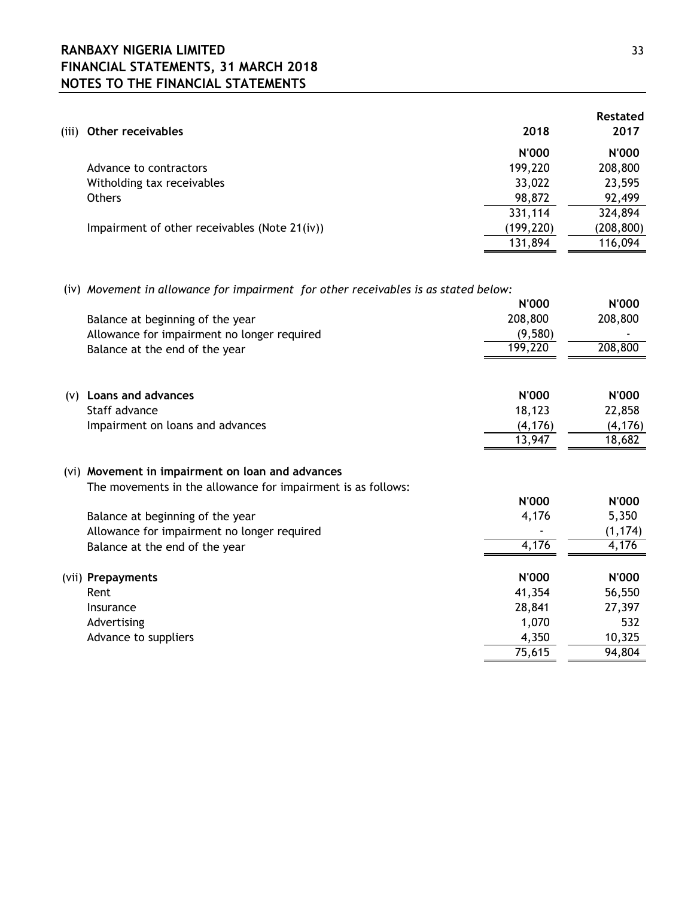| (iii) Other receivables | 2018 | Restated 2017 |
|---|---|---|
| | N'000 | N'000 |
| Advance to contractors | 199,220 | 208,800 |
| Witholding tax receivables | 33,022 | 23,595 |
| Others | 98,872 | 92,499 |
| | 331,114 | 324,894 |
| Impairment of other receivables (Note 21(iv)) | (199,220) | (208,800) |
| | 131,894 | 116,094 |

(iv) *Movement in allowance for impairment for other receivables is as stated below:*

| | N'000 | N'000 |
|---|---|---|
| Balance at beginning of the year | 208,800 | 208,800 |
| Allowance for impairment no longer required | (9,580) | - |
| Balance at the end of the year | 199,220 | 208,800 |

| (v) Loans and advances | N'000 | N'000 |
|---|---|---|
| Staff advance | 18,123 | 22,858 |
| Impairment on loans and advances | (4,176) | (4,176) |
| | 13,947 | 18,682 |

**(vi) Movement in impairment on loan and advances**

The movements in the allowance for impairment is as follows:

| | N'000 | N'000 |
|---|---|---|
| Balance at beginning of the year | 4,176 | 5,350 |
| Allowance for impairment no longer required | - | (1,174) |
| Balance at the end of the year | 4,176 | 4,176 |

| (vii) Prepayments | N'000 | N'000 |
|---|---|---|
| Rent | 41,354 | 56,550 |
| Insurance | 28,841 | 27,397 |
| Advertising | 1,070 | 532 |
| Advance to suppliers | 4,350 | 10,325 |
| | 75,615 | 94,804 |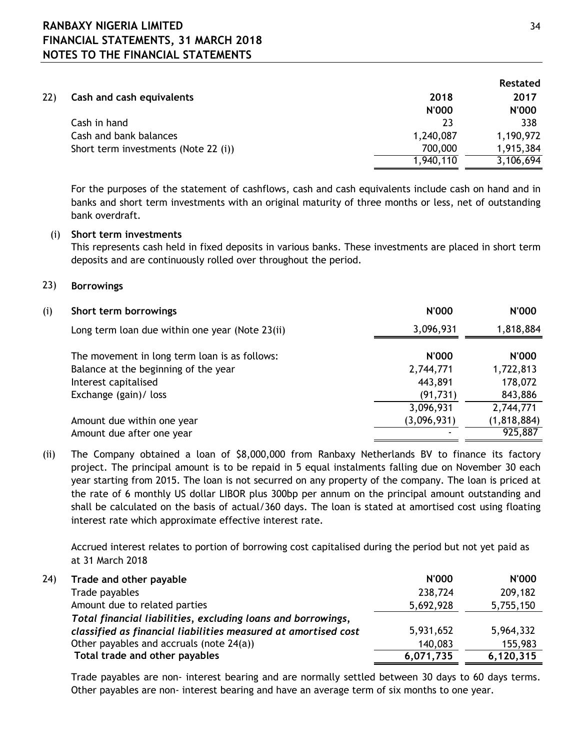## 22) Cash and cash equivalents

| | 2018 | Restated 2017 |
|---|---|---|
| | N'000 | N'000 |
| Cash in hand | 23 | 338 |
| Cash and bank balances | 1,240,087 | 1,190,972 |
| Short term investments (Note 22 (i)) | 700,000 | 1,915,384 |
| | 1,940,110 | 3,106,694 |

For the purposes of the statement of cashflows, cash and cash equivalents include cash on hand and in banks and short term investments with an original maturity of three months or less, net of outstanding bank overdraft.

**(i) Short term investments**

This represents cash held in fixed deposits in various banks. These investments are placed in short term deposits and are continuously rolled over throughout the period.

## 23) Borrowings

| (i) Short term borrowings | N'000 | N'000 |
|---|---|---|
| Long term loan due within one year (Note 23(ii) | 3,096,931 | 1,818,884 |

| The movement in long term loan is as follows: | N'000 | N'000 |
|---|---|---|
| Balance at the beginning of the year | 2,744,771 | 1,722,813 |
| Interest capitalised | 443,891 | 178,072 |
| Exchange (gain)/ loss | (91,731) | 843,886 |
| | 3,096,931 | 2,744,771 |
| Amount due within one year | (3,096,931) | (1,818,884) |
| Amount due after one year | - | 925,887 |

(ii) The Company obtained a loan of $8,000,000 from Ranbaxy Netherlands BV to finance its factory project. The principal amount is to be repaid in 5 equal instalments falling due on November 30 each year starting from 2015. The loan is not securred on any property of the company. The loan is priced at the rate of 6 monthly US dollar LIBOR plus 300bp per annum on the principal amount outstanding and shall be calculated on the basis of actual/360 days. The loan is stated at amortised cost using floating interest rate which approximate effective interest rate.

Accrued interest relates to portion of borrowing cost capitalised during the period but not yet paid as at 31 March 2018

## 24) Trade and other payable

| | N'000 | N'000 |
|---|---|---|
| Trade payables | 238,724 | 209,182 |
| Amount due to related parties | 5,692,928 | 5,755,150 |
| *Total financial liabilities, excluding loans and borrowings, classified as financial liabilities measured at amortised cost* | 5,931,652 | 5,964,332 |
| Other payables and accruals (note 24(a)) | 140,083 | 155,983 |
| **Total trade and other payables** | **6,071,735** | **6,120,315** |

Trade payables are non- interest bearing and are normally settled between 30 days to 60 days terms. Other payables are non- interest bearing and have an average term of six months to one year.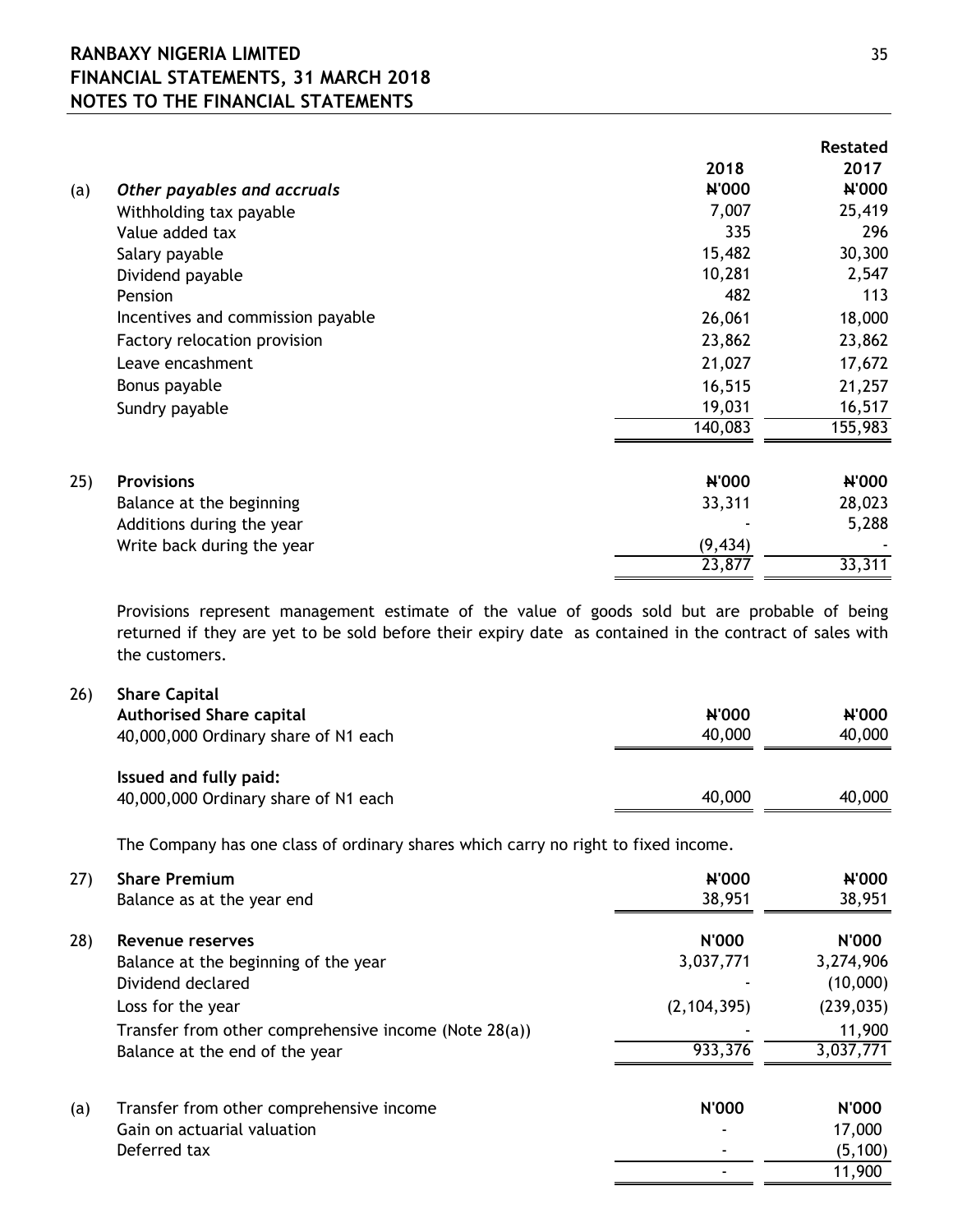| | 2018 | Restated 2017 |
|---|---|---|
| **(a) *Other payables and accruals*** | **₦'000** | **₦'000** |
| Withholding tax payable | 7,007 | 25,419 |
| Value added tax | 335 | 296 |
| Salary payable | 15,482 | 30,300 |
| Dividend payable | 10,281 | 2,547 |
| Pension | 482 | 113 |
| Incentives and commission payable | 26,061 | 18,000 |
| Factory relocation provision | 23,862 | 23,862 |
| Leave encashment | 21,027 | 17,672 |
| Bonus payable | 16,515 | 21,257 |
| Sundry payable | 19,031 | 16,517 |
| | 140,083 | 155,983 |

## 25) Provisions

| | ₦'000 | ₦'000 |
|---|---|---|
| Balance at the beginning | 33,311 | 28,023 |
| Additions during the year | - | 5,288 |
| Write back during the year | (9,434) | - |
| | 23,877 | 33,311 |

Provisions represent management estimate of the value of goods sold but are probable of being returned if they are yet to be sold before their expiry date as contained in the contract of sales with the customers.

## 26) Share Capital

| | ₦'000 | ₦'000 |
|---|---|---|
| **Authorised Share capital** | | |
| 40,000,000 Ordinary share of N1 each | 40,000 | 40,000 |
| **Issued and fully paid:** | | |
| 40,000,000 Ordinary share of N1 each | 40,000 | 40,000 |

The Company has one class of ordinary shares which carry no right to fixed income.

## 27) Share Premium

| | ₦'000 | ₦'000 |
|---|---|---|
| Balance as at the year end | 38,951 | 38,951 |

## 28) Revenue reserves

| | N'000 | N'000 |
|---|---|---|
| Balance at the beginning of the year | 3,037,771 | 3,274,906 |
| Dividend declared | - | (10,000) |
| Loss for the year | (2,104,395) | (239,035) |
| Transfer from other comprehensive income (Note 28(a)) | - | 11,900 |
| Balance at the end of the year | 933,376 | 3,037,771 |

| (a) Transfer from other comprehensive income | N'000 | N'000 |
|---|---|---|
| Gain on actuarial valuation | - | 17,000 |
| Deferred tax | - | (5,100) |
| | - | 11,900 |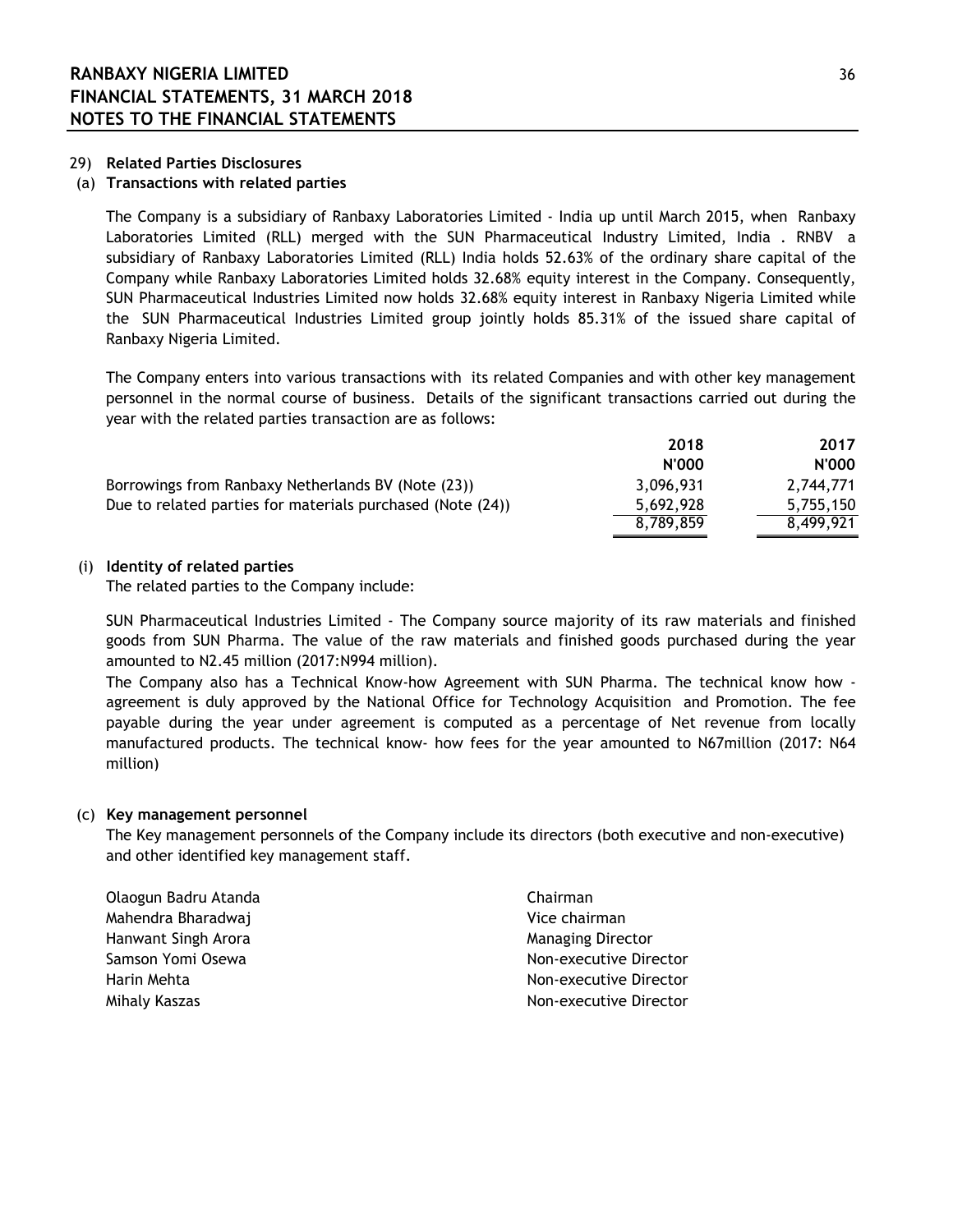## 29) Related Parties Disclosures

### (a) Transactions with related parties

The Company is a subsidiary of Ranbaxy Laboratories Limited - India up until March 2015, when Ranbaxy Laboratories Limited (RLL) merged with the SUN Pharmaceutical Industry Limited, India . RNBV a subsidiary of Ranbaxy Laboratories Limited (RLL) India holds 52.63% of the ordinary share capital of the Company while Ranbaxy Laboratories Limited holds 32.68% equity interest in the Company. Consequently, SUN Pharmaceutical Industries Limited now holds 32.68% equity interest in Ranbaxy Nigeria Limited while the SUN Pharmaceutical Industries Limited group jointly holds 85.31% of the issued share capital of Ranbaxy Nigeria Limited.

The Company enters into various transactions with its related Companies and with other key management personnel in the normal course of business. Details of the significant transactions carried out during the year with the related parties transaction are as follows:

| | 2018 | 2017 |
|---|---|---|
| | N'000 | N'000 |
| Borrowings from Ranbaxy Netherlands BV (Note (23)) | 3,096,931 | 2,744,771 |
| Due to related parties for materials purchased (Note (24)) | 5,692,928 | 5,755,150 |
| | 8,789,859 | 8,499,921 |

### (i) Identity of related parties

The related parties to the Company include:

SUN Pharmaceutical Industries Limited - The Company source majority of its raw materials and finished goods from SUN Pharma. The value of the raw materials and finished goods purchased during the year amounted to N2.45 million (2017:N994 million).

The Company also has a Technical Know-how Agreement with SUN Pharma. The technical know how - agreement is duly approved by the National Office for Technology Acquisition and Promotion. The fee payable during the year under agreement is computed as a percentage of Net revenue from locally manufactured products. The technical know- how fees for the year amounted to N67million (2017: N64 million)

### (c) Key management personnel

The Key management personnels of the Company include its directors (both executive and non-executive) and other identified key management staff.

| | |
|---|---|
| Olaogun Badru Atanda | Chairman |
| Mahendra Bharadwaj | Vice chairman |
| Hanwant Singh Arora | Managing Director |
| Samson Yomi Osewa | Non-executive Director |
| Harin Mehta | Non-executive Director |
| Mihaly Kaszas | Non-executive Director |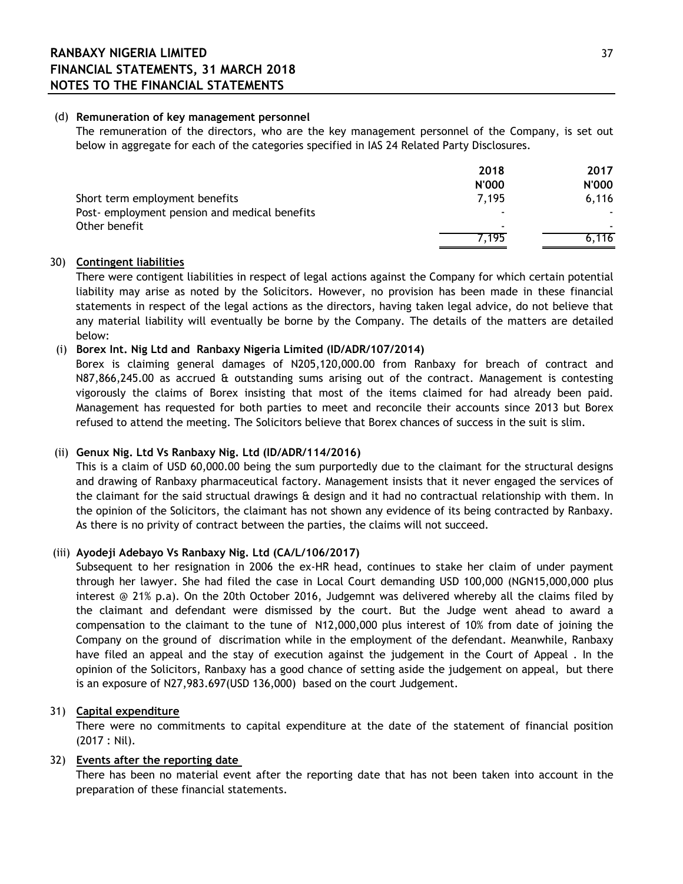(d) **Remuneration of key management personnel**

The remuneration of the directors, who are the key management personnel of the Company, is set out below in aggregate for each of the categories specified in IAS 24 Related Party Disclosures.

| | 2018 | 2017 |
|---|---|---|
| | N'000 | N'000 |
| Short term employment benefits | 7,195 | 6,116 |
| Post- employment pension and medical benefits | - | - |
| Other benefit | - | - |
| | 7,195 | 6,116 |

30) **Contingent liabilities**

There were contigent liabilities in respect of legal actions against the Company for which certain potential liability may arise as noted by the Solicitors. However, no provision has been made in these financial statements in respect of the legal actions as the directors, having taken legal advice, do not believe that any material liability will eventually be borne by the Company. The details of the matters are detailed below:

(i) **Borex Int. Nig Ltd and Ranbaxy Nigeria Limited (ID/ADR/107/2014)**

Borex is claiming general damages of N205,120,000.00 from Ranbaxy for breach of contract and N87,866,245.00 as accrued & outstanding sums arising out of the contract. Management is contesting vigorously the claims of Borex insisting that most of the items claimed for had already been paid. Management has requested for both parties to meet and reconcile their accounts since 2013 but Borex refused to attend the meeting. The Solicitors believe that Borex chances of success in the suit is slim.

(ii) **Genux Nig. Ltd Vs Ranbaxy Nig. Ltd (ID/ADR/114/2016)**

This is a claim of USD 60,000.00 being the sum purportedly due to the claimant for the structural designs and drawing of Ranbaxy pharmaceutical factory. Management insists that it never engaged the services of the claimant for the said structual drawings & design and it had no contractual relationship with them. In the opinion of the Solicitors, the claimant has not shown any evidence of its being contracted by Ranbaxy. As there is no privity of contract between the parties, the claims will not succeed.

(iii) **Ayodeji Adebayo Vs Ranbaxy Nig. Ltd (CA/L/106/2017)**

Subsequent to her resignation in 2006 the ex-HR head, continues to stake her claim of under payment through her lawyer. She had filed the case in Local Court demanding USD 100,000 (NGN15,000,000 plus interest @ 21% p.a). On the 20th October 2016, Judgemnt was delivered whereby all the claims filed by the claimant and defendant were dismissed by the court. But the Judge went ahead to award a compensation to the claimant to the tune of N12,000,000 plus interest of 10% from date of joining the Company on the ground of discrimation while in the employment of the defendant. Meanwhile, Ranbaxy have filed an appeal and the stay of execution against the judgement in the Court of Appeal . In the opinion of the Solicitors, Ranbaxy has a good chance of setting aside the judgement on appeal, but there is an exposure of N27,983.697(USD 136,000) based on the court Judgement.

31) **Capital expenditure**

There were no commitments to capital expenditure at the date of the statement of financial position (2017 : Nil).

32) **Events after the reporting date**

There has been no material event after the reporting date that has not been taken into account in the preparation of these financial statements.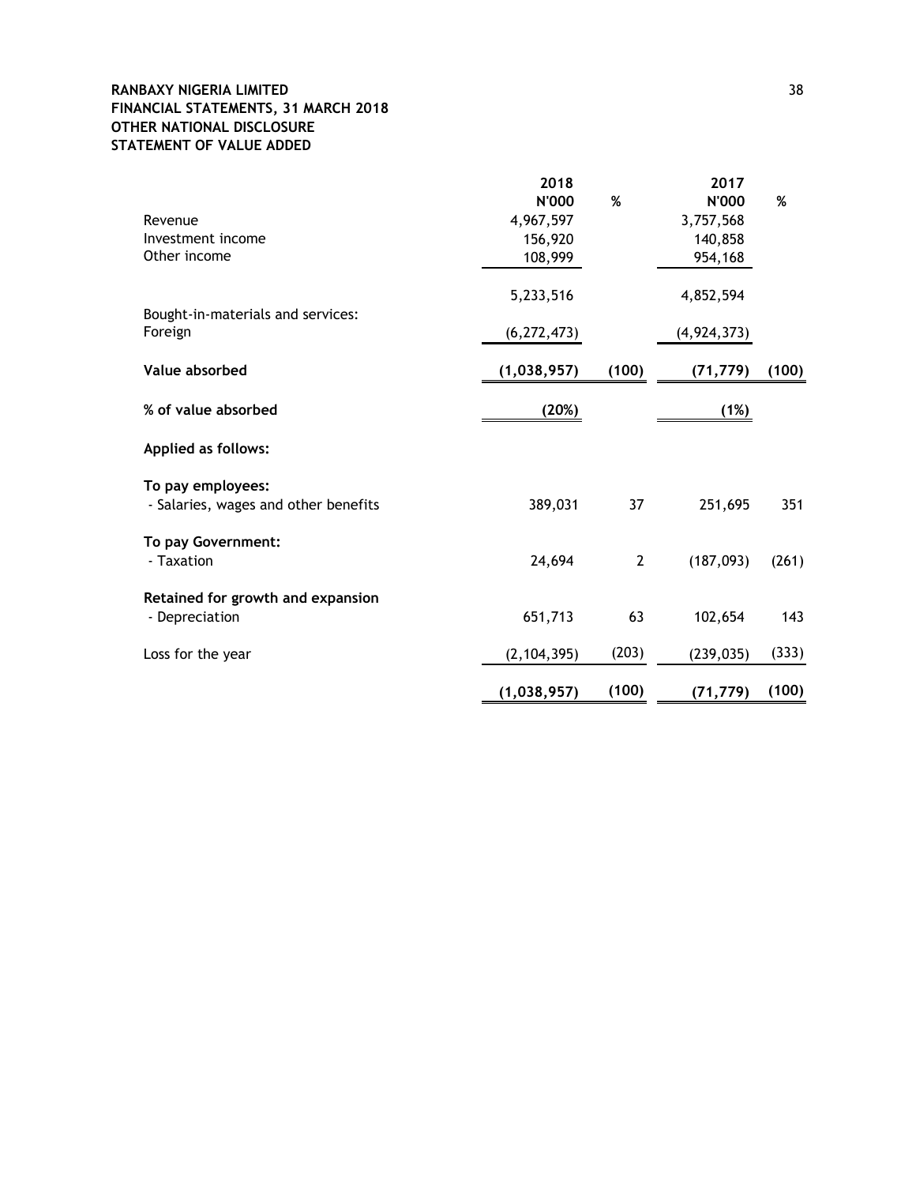**RANBAXY NIGERIA LIMITED**
**FINANCIAL STATEMENTS, 31 MARCH 2018**
**OTHER NATIONAL DISCLOSURE**
**STATEMENT OF VALUE ADDED**

| | 2018 N'000 | % | 2017 N'000 | % |
|---|---|---|---|---|
| Revenue | 4,967,597 | | 3,757,568 | |
| Investment income | 156,920 | | 140,858 | |
| Other income | 108,999 | | 954,168 | |
| | 5,233,516 | | 4,852,594 | |
| Bought-in-materials and services: | | | | |
| Foreign | (6,272,473) | | (4,924,373) | |
| **Value absorbed** | **(1,038,957)** | **(100)** | **(71,779)** | **(100)** |
| **% of value absorbed** | **(20%)** | | **(1%)** | |
| **Applied as follows:** | | | | |
| **To pay employees:** | | | | |
| - Salaries, wages and other benefits | 389,031 | 37 | 251,695 | 351 |
| **To pay Government:** | | | | |
| - Taxation | 24,694 | 2 | (187,093) | (261) |
| **Retained for growth and expansion** | | | | |
| - Depreciation | 651,713 | 63 | 102,654 | 143 |
| Loss for the year | (2,104,395) | (203) | (239,035) | (333) |
| | **(1,038,957)** | **(100)** | **(71,779)** | **(100)** |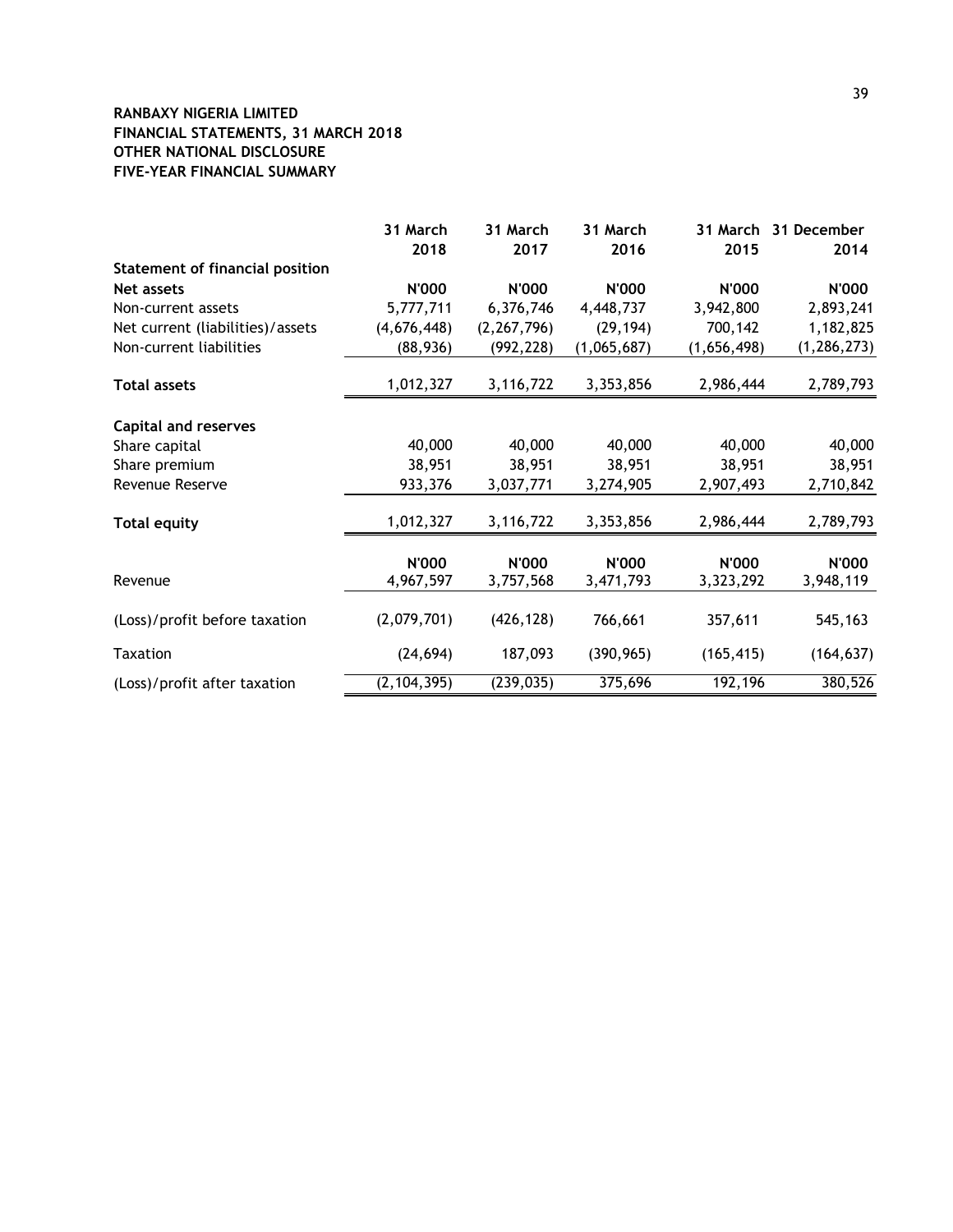**RANBAXY NIGERIA LIMITED**
**FINANCIAL STATEMENTS, 31 MARCH 2018**
**OTHER NATIONAL DISCLOSURE**
**FIVE-YEAR FINANCIAL SUMMARY**

| | 31 March 2018 | 31 March 2017 | 31 March 2016 | 31 March 2015 | 31 December 2014 |
|---|---|---|---|---|---|
| **Statement of financial position** | | | | | |
| **Net assets** | **N'000** | **N'000** | **N'000** | **N'000** | **N'000** |
| Non-current assets | 5,777,711 | 6,376,746 | 4,448,737 | 3,942,800 | 2,893,241 |
| Net current (liabilities)/assets | (4,676,448) | (2,267,796) | (29,194) | 700,142 | 1,182,825 |
| Non-current liabilities | (88,936) | (992,228) | (1,065,687) | (1,656,498) | (1,286,273) |
| **Total assets** | 1,012,327 | 3,116,722 | 3,353,856 | 2,986,444 | 2,789,793 |
| **Capital and reserves** | | | | | |
| Share capital | 40,000 | 40,000 | 40,000 | 40,000 | 40,000 |
| Share premium | 38,951 | 38,951 | 38,951 | 38,951 | 38,951 |
| Revenue Reserve | 933,376 | 3,037,771 | 3,274,905 | 2,907,493 | 2,710,842 |
| **Total equity** | 1,012,327 | 3,116,722 | 3,353,856 | 2,986,444 | 2,789,793 |
| | **N'000** | **N'000** | **N'000** | **N'000** | **N'000** |
| Revenue | 4,967,597 | 3,757,568 | 3,471,793 | 3,323,292 | 3,948,119 |
| (Loss)/profit before taxation | (2,079,701) | (426,128) | 766,661 | 357,611 | 545,163 |
| Taxation | (24,694) | 187,093 | (390,965) | (165,415) | (164,637) |
| (Loss)/profit after taxation | (2,104,395) | (239,035) | 375,696 | 192,196 | 380,526 |